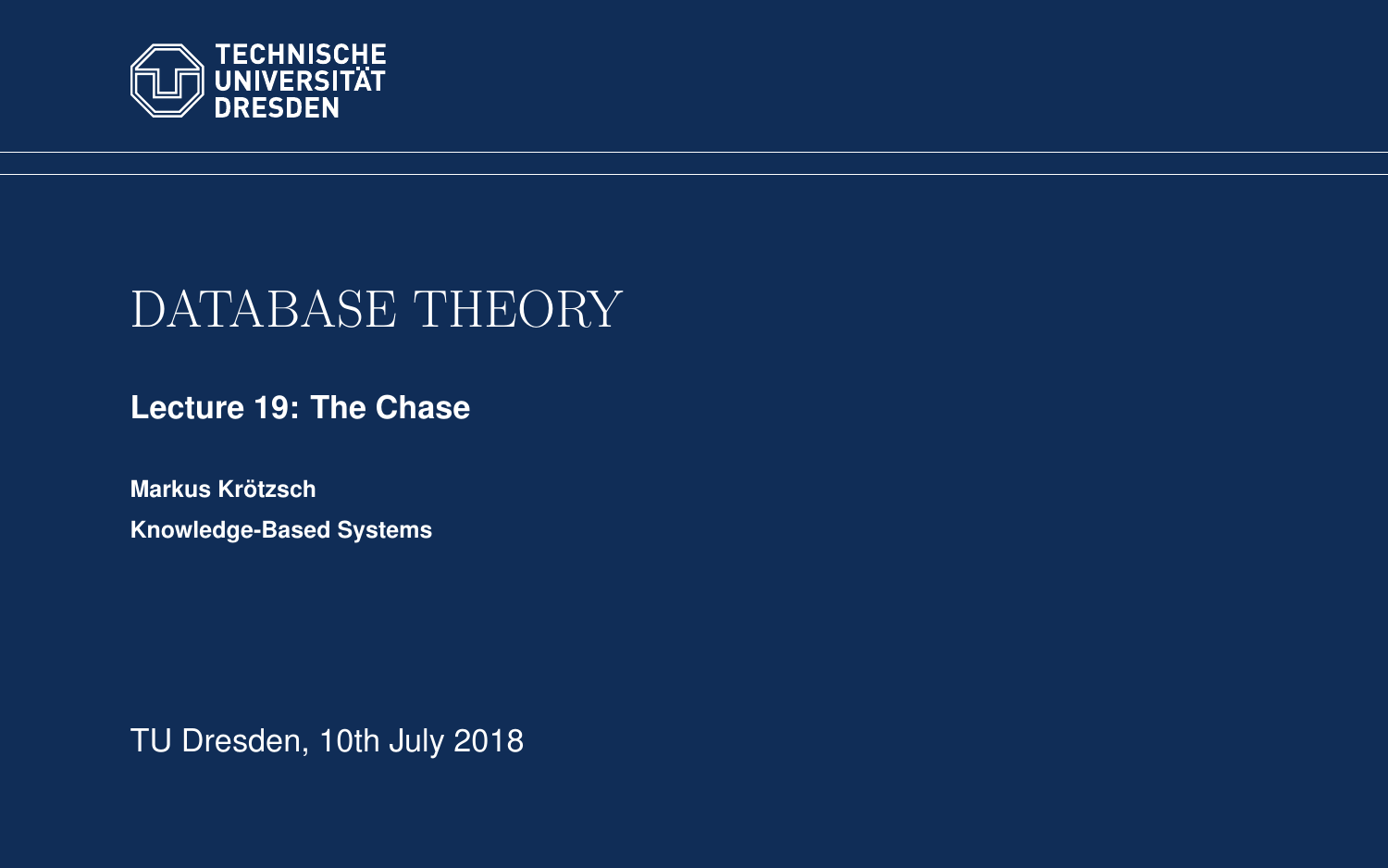TECHNISCHE UNIVERSITÄT DRESDEN

# DATABASE THEORY

## Lecture 19: The Chase

**Markus Krötzsch**

**Knowledge-Based Systems**

TU Dresden, 10th July 2018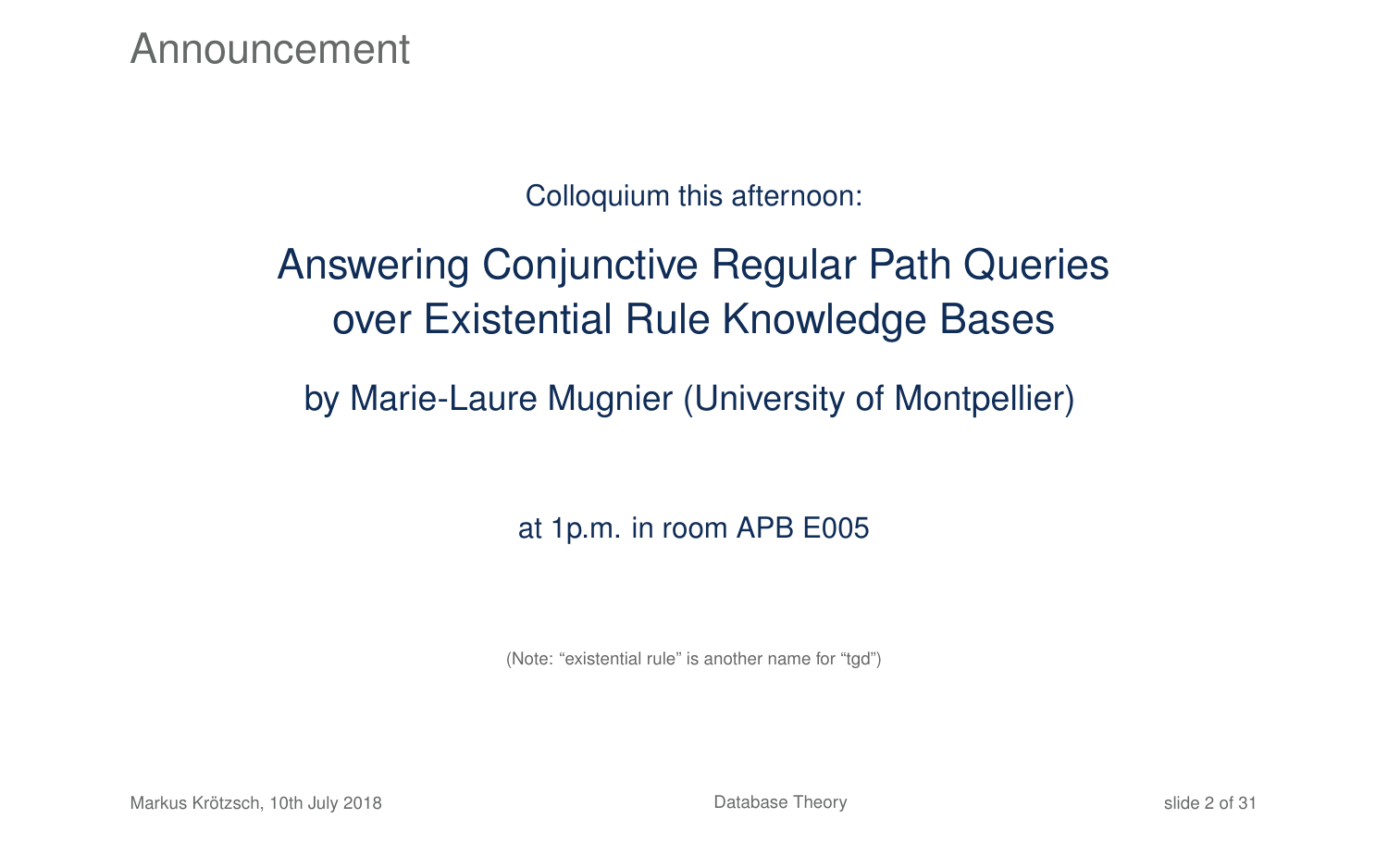# Announcement

Colloquium this afternoon:

## Answering Conjunctive Regular Path Queries over Existential Rule Knowledge Bases

by Marie-Laure Mugnier (University of Montpellier)

at 1p.m. in room APB E005

(Note: “existential rule” is another name for “tgd”)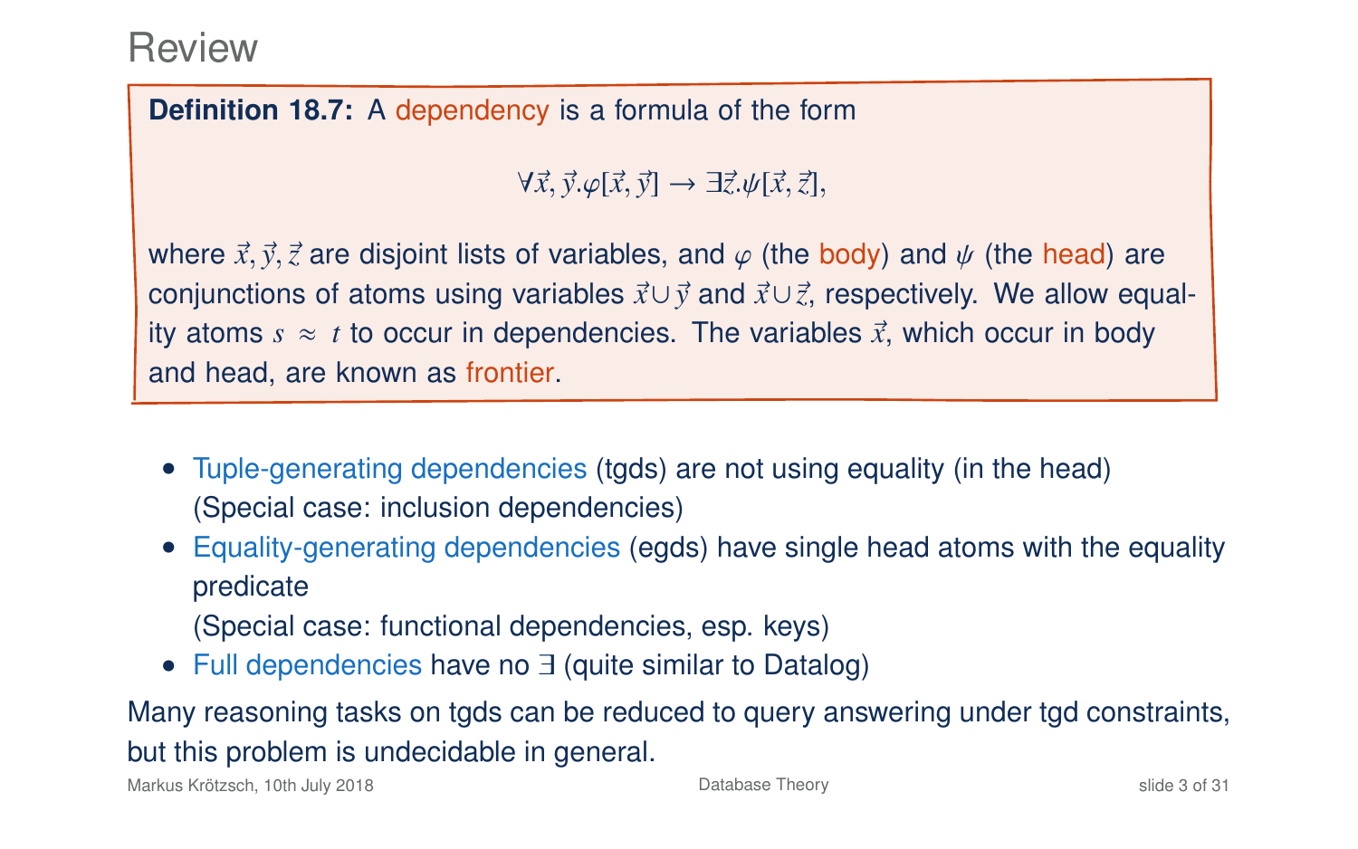# Review

**Definition 18.7:** A dependency is a formula of the form

$$\forall \vec{x}, \vec{y}.\varphi[\vec{x}, \vec{y}] \to \exists \vec{z}.\psi[\vec{x}, \vec{z}],$$

where $\vec{x}, \vec{y}, \vec{z}$ are disjoint lists of variables, and $\varphi$ (the body) and $\psi$ (the head) are conjunctions of atoms using variables $\vec{x} \cup \vec{y}$ and $\vec{x} \cup \vec{z}$, respectively. We allow equality atoms $s \approx t$ to occur in dependencies. The variables $\vec{x}$, which occur in body and head, are known as frontier.

- Tuple-generating dependencies (tgds) are not using equality (in the head) (Special case: inclusion dependencies)
- Equality-generating dependencies (egds) have single head atoms with the equality predicate (Special case: functional dependencies, esp. keys)
- Full dependencies have no $\exists$ (quite similar to Datalog)

Many reasoning tasks on tgds can be reduced to query answering under tgd constraints, but this problem is undecidable in general.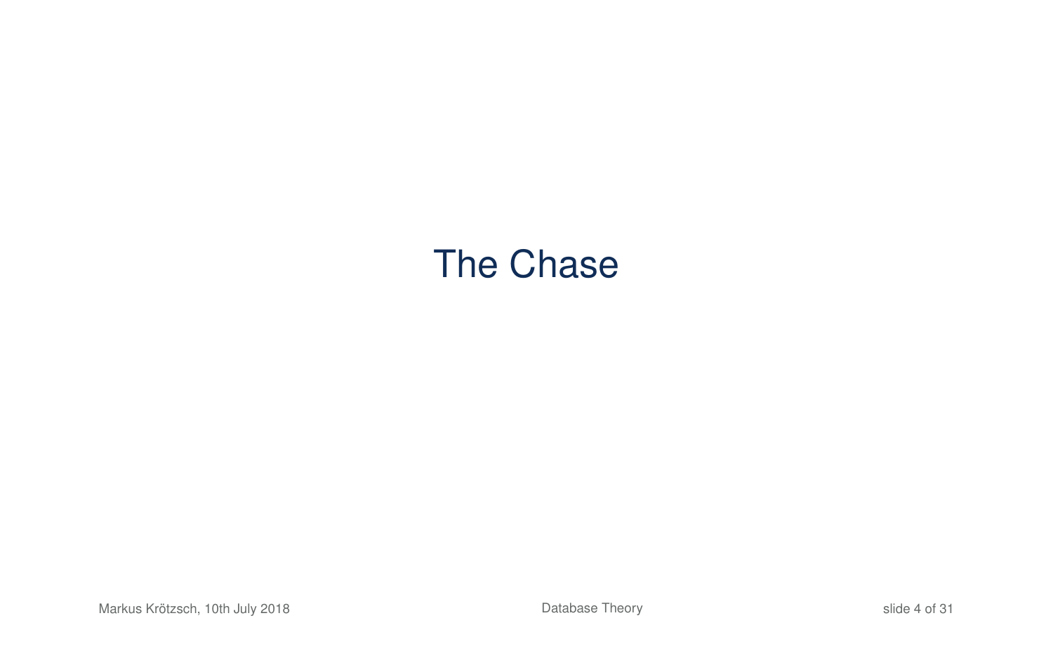# The Chase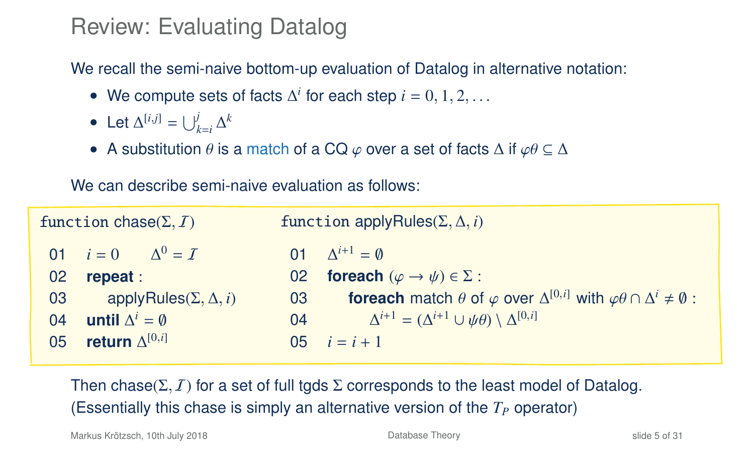# Review: Evaluating Datalog

We recall the semi-naive bottom-up evaluation of Datalog in alternative notation:

- We compute sets of facts $\Delta^i$ for each step $i = 0, 1, 2, \ldots$
- Let $\Delta^{[i,j]} = \bigcup_{k=i}^{j} \Delta^k$
- A substitution $\theta$ is a match of a CQ $\varphi$ over a set of facts $\Delta$ if $\varphi\theta \subseteq \Delta$

We can describe semi-naive evaluation as follows:

```
function chase(Σ, I)

01   i = 0      Δ^0 = I
02   repeat :
03       applyRules(Σ, Δ, i)
04   until Δ^i = ∅
05   return Δ^[0,i]
```

```
function applyRules(Σ, Δ, i)

01   Δ^(i+1) = ∅
02   foreach (φ → ψ) ∈ Σ :
03       foreach match θ of φ over Δ^[0,i] with φθ ∩ Δ^i ≠ ∅ :
04           Δ^(i+1) = (Δ^(i+1) ∪ ψθ) \ Δ^[0,i]
05   i = i + 1
```

Then chase($\Sigma, \mathcal{I}$) for a set of full tgds $\Sigma$ corresponds to the least model of Datalog. (Essentially this chase is simply an alternative version of the $T_P$ operator)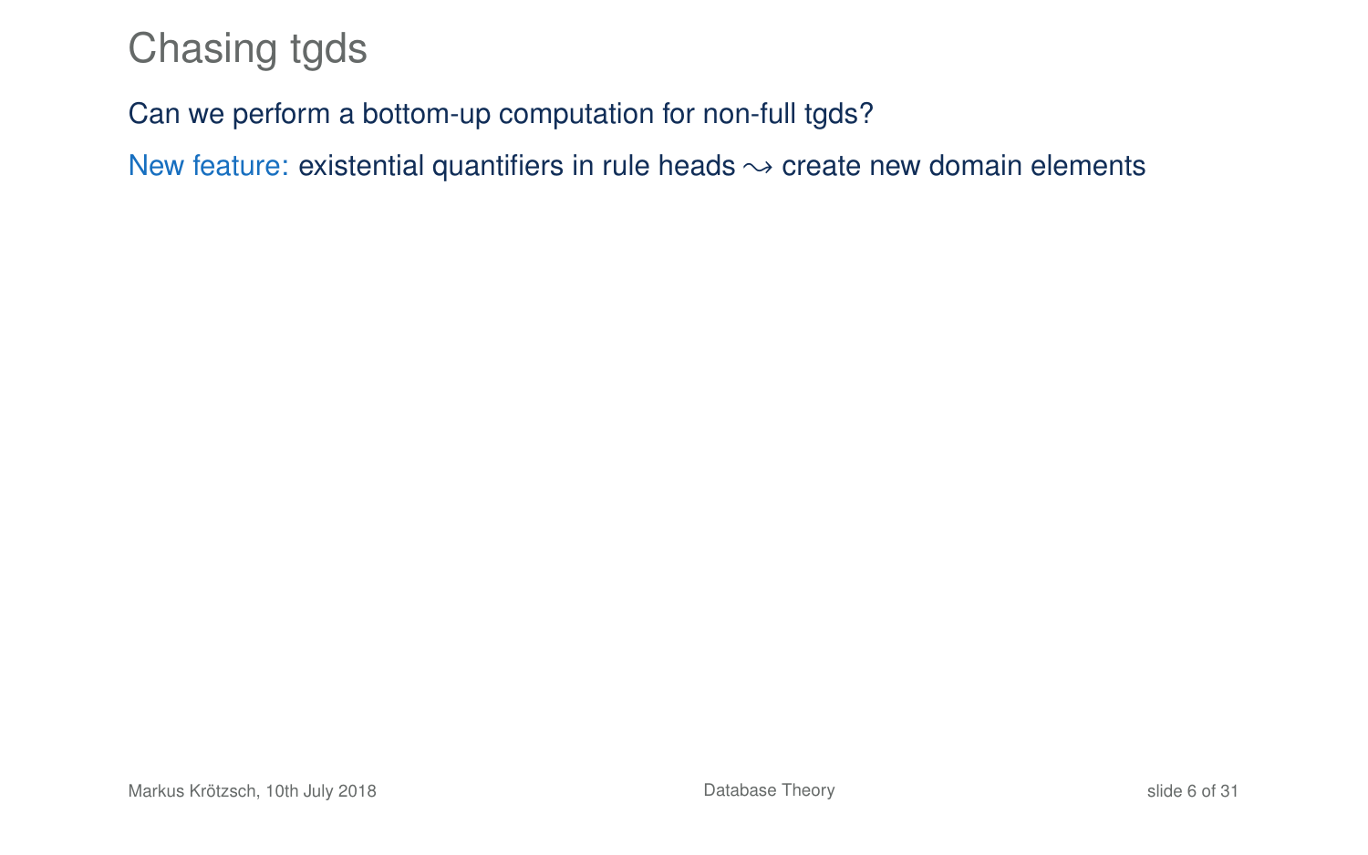# Chasing tgds

Can we perform a bottom-up computation for non-full tgds?

New feature: existential quantifiers in rule heads $\leadsto$ create new domain elements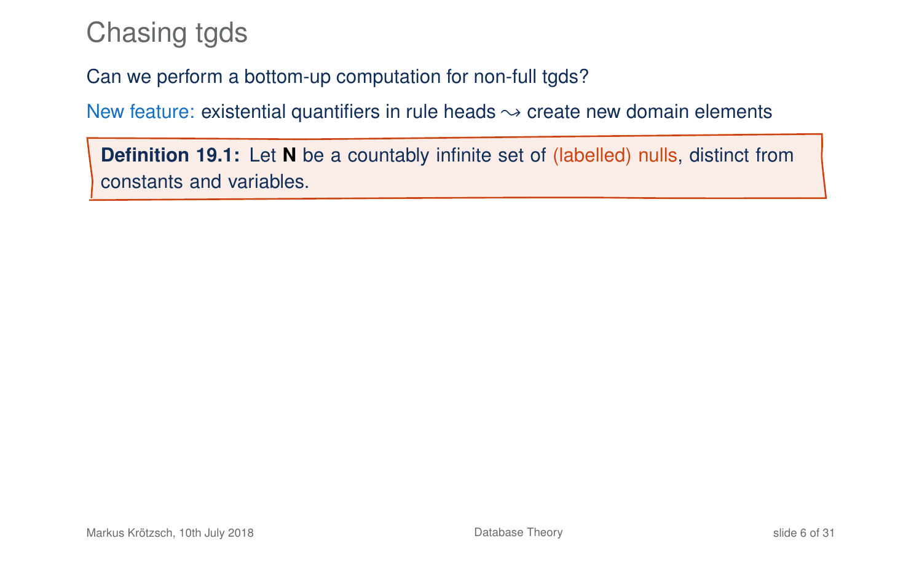# Chasing tgds

Can we perform a bottom-up computation for non-full tgds?

New feature: existential quantifiers in rule heads $\rightsquigarrow$ create new domain elements

**Definition 19.1:** Let **N** be a countably infinite set of (labelled) nulls, distinct from constants and variables.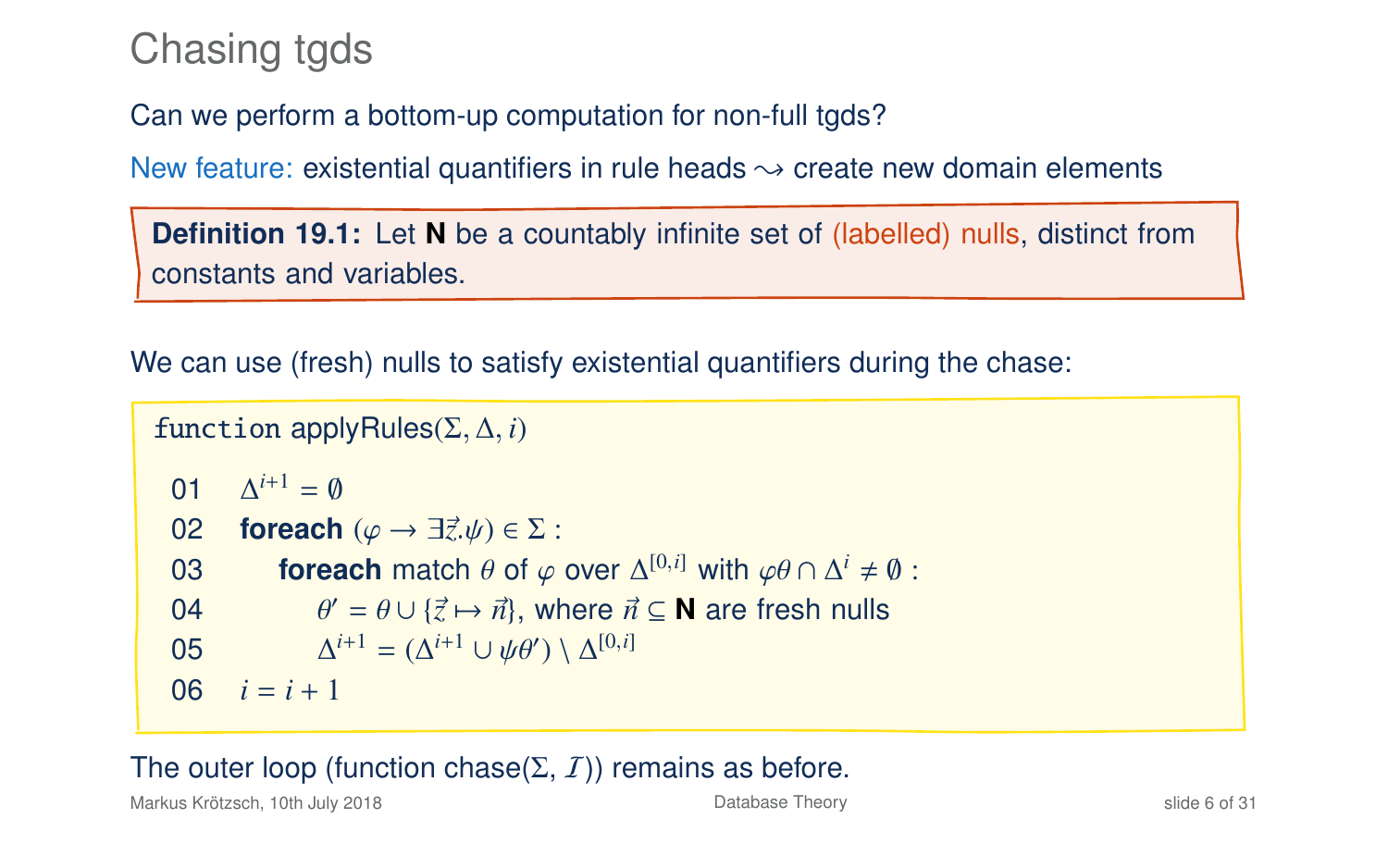# Chasing tgds

Can we perform a bottom-up computation for non-full tgds?

New feature: existential quantifiers in rule heads $\leadsto$ create new domain elements

**Definition 19.1:** Let **N** be a countably infinite set of (labelled) nulls, distinct from constants and variables.

We can use (fresh) nulls to satisfy existential quantifiers during the chase:

```
function applyRules(Σ, Δ, i)

 01   Δ^{i+1} = ∅
 02   foreach (φ → ∃z⃗.ψ) ∈ Σ :
 03       foreach match θ of φ over Δ^{[0,i]} with φθ ∩ Δ^i ≠ ∅ :
 04           θ' = θ ∪ {z⃗ ↦ n⃗}, where n⃗ ⊆ N are fresh nulls
 05           Δ^{i+1} = (Δ^{i+1} ∪ ψθ') \ Δ^{[0,i]}
 06   i = i + 1
```

The outer loop (function chase($\Sigma$, $\mathcal{I}$)) remains as before.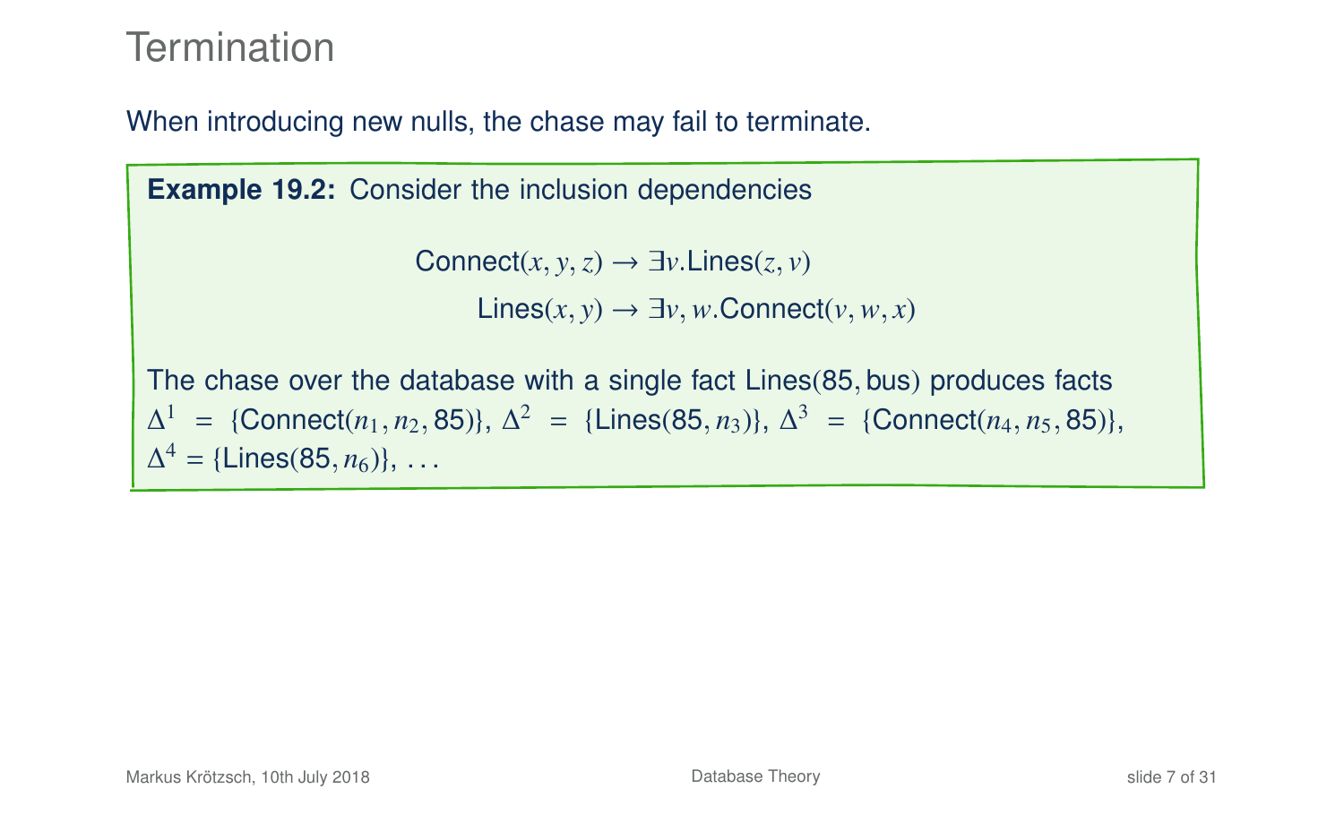# Termination

When introducing new nulls, the chase may fail to terminate.

**Example 19.2:** Consider the inclusion dependencies

$$\text{Connect}(x, y, z) \to \exists v.\text{Lines}(z, v)$$
$$\text{Lines}(x, y) \to \exists v, w.\text{Connect}(v, w, x)$$

The chase over the database with a single fact Lines(85, bus) produces facts $\Delta^1 = \{\text{Connect}(n_1, n_2, 85)\}$, $\Delta^2 = \{\text{Lines}(85, n_3)\}$, $\Delta^3 = \{\text{Connect}(n_4, n_5, 85)\}$, $\Delta^4 = \{\text{Lines}(85, n_6)\}$, ...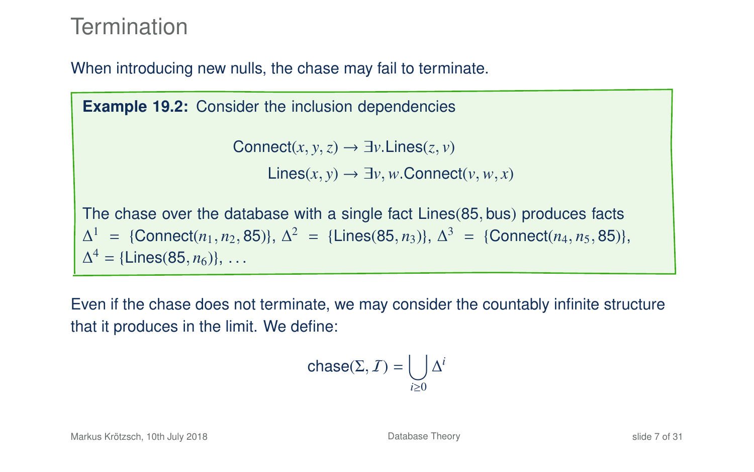# Termination

When introducing new nulls, the chase may fail to terminate.

**Example 19.2:** Consider the inclusion dependencies

$$\text{Connect}(x, y, z) \to \exists v.\text{Lines}(z, v)$$
$$\text{Lines}(x, y) \to \exists v, w.\text{Connect}(v, w, x)$$

The chase over the database with a single fact $\text{Lines}(85, \text{bus})$ produces facts $\Delta^1 = \{\text{Connect}(n_1, n_2, 85)\}$, $\Delta^2 = \{\text{Lines}(85, n_3)\}$, $\Delta^3 = \{\text{Connect}(n_4, n_5, 85)\}$, $\Delta^4 = \{\text{Lines}(85, n_6)\}$, ...

Even if the chase does not terminate, we may consider the countably infinite structure that it produces in the limit. We define:

$$\text{chase}(\Sigma, \mathcal{I}) = \bigcup_{i \geq 0} \Delta^i$$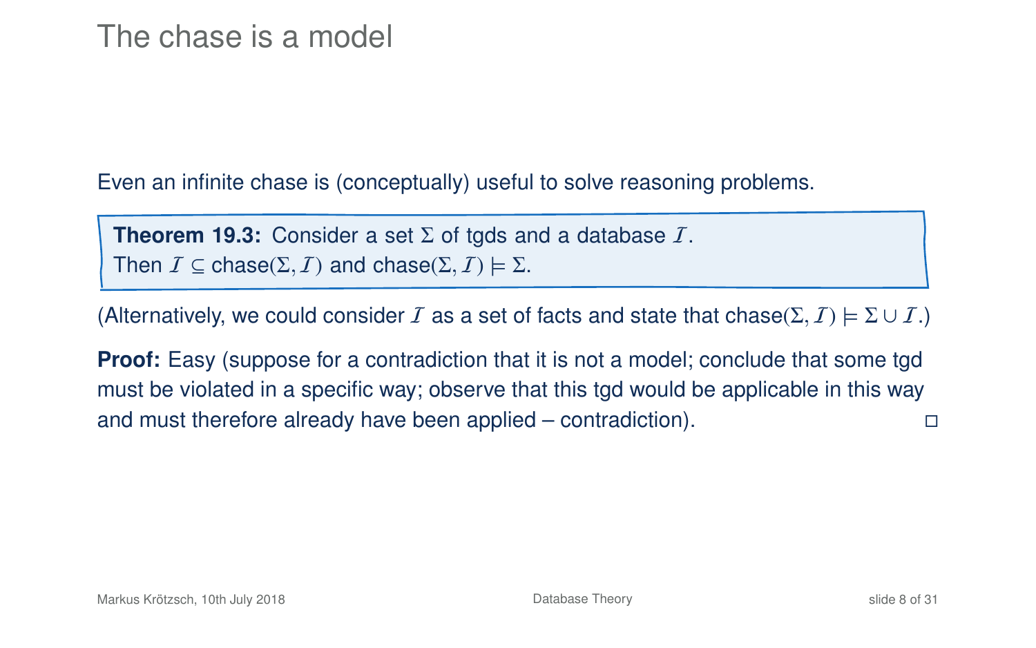# The chase is a model

Even an infinite chase is (conceptually) useful to solve reasoning problems.

**Theorem 19.3:** Consider a set $\Sigma$ of tgds and a database $\mathcal{I}$.
Then $\mathcal{I} \subseteq \text{chase}(\Sigma, \mathcal{I})$ and $\text{chase}(\Sigma, \mathcal{I}) \models \Sigma$.

(Alternatively, we could consider $\mathcal{I}$ as a set of facts and state that $\text{chase}(\Sigma, \mathcal{I}) \models \Sigma \cup \mathcal{I}$.)

**Proof:** Easy (suppose for a contradiction that it is not a model; conclude that some tgd must be violated in a specific way; observe that this tgd would be applicable in this way and must therefore already have been applied – contradiction). □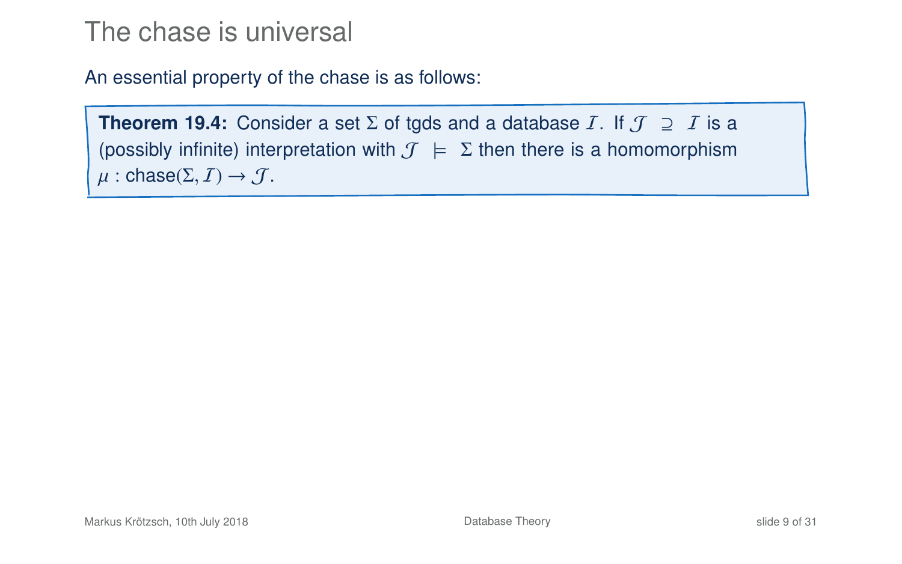# The chase is universal

An essential property of the chase is as follows:

**Theorem 19.4:** Consider a set $\Sigma$ of tgds and a database $\mathcal{I}$. If $\mathcal{J} \supseteq \mathcal{I}$ is a (possibly infinite) interpretation with $\mathcal{J} \models \Sigma$ then there is a homomorphism $\mu : \text{chase}(\Sigma, \mathcal{I}) \to \mathcal{J}$.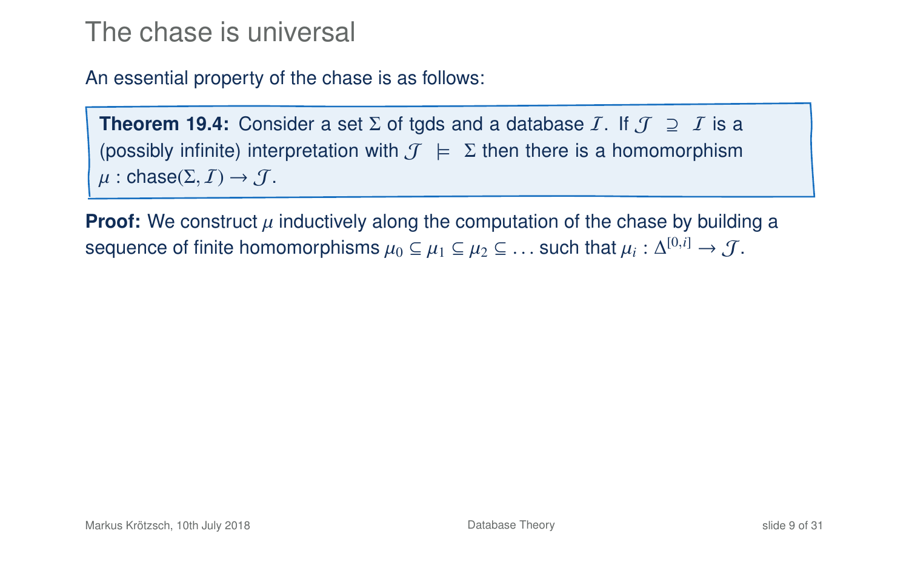# The chase is universal

An essential property of the chase is as follows:

**Theorem 19.4:** Consider a set $\Sigma$ of tgds and a database $\mathcal{I}$. If $\mathcal{J} \supseteq \mathcal{I}$ is a (possibly infinite) interpretation with $\mathcal{J} \models \Sigma$ then there is a homomorphism $\mu : \text{chase}(\Sigma, \mathcal{I}) \to \mathcal{J}$.

**Proof:** We construct $\mu$ inductively along the computation of the chase by building a sequence of finite homomorphisms $\mu_0 \subseteq \mu_1 \subseteq \mu_2 \subseteq \ldots$ such that $\mu_i : \Delta^{[0,i]} \to \mathcal{J}$.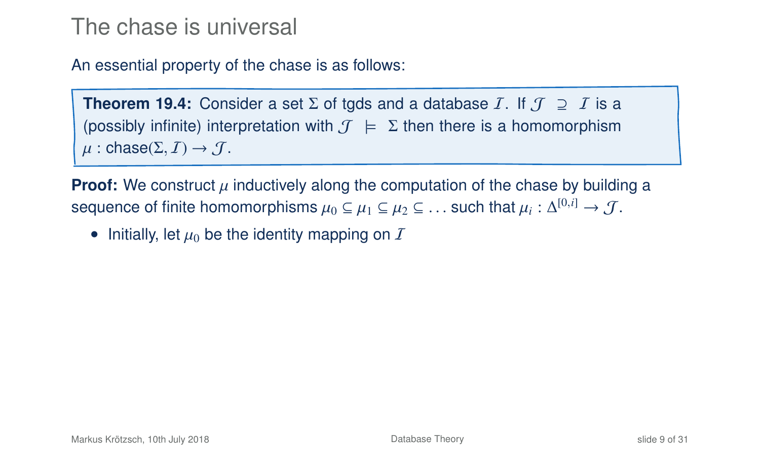# The chase is universal

An essential property of the chase is as follows:

**Theorem 19.4:** Consider a set $\Sigma$ of tgds and a database $\mathcal{I}$. If $\mathcal{J} \supseteq \mathcal{I}$ is a (possibly infinite) interpretation with $\mathcal{J} \models \Sigma$ then there is a homomorphism $\mu : \text{chase}(\Sigma, \mathcal{I}) \to \mathcal{J}$.

**Proof:** We construct $\mu$ inductively along the computation of the chase by building a sequence of finite homomorphisms $\mu_0 \subseteq \mu_1 \subseteq \mu_2 \subseteq \ldots$ such that $\mu_i : \Delta^{[0,i]} \to \mathcal{J}$.

- Initially, let $\mu_0$ be the identity mapping on $\mathcal{I}$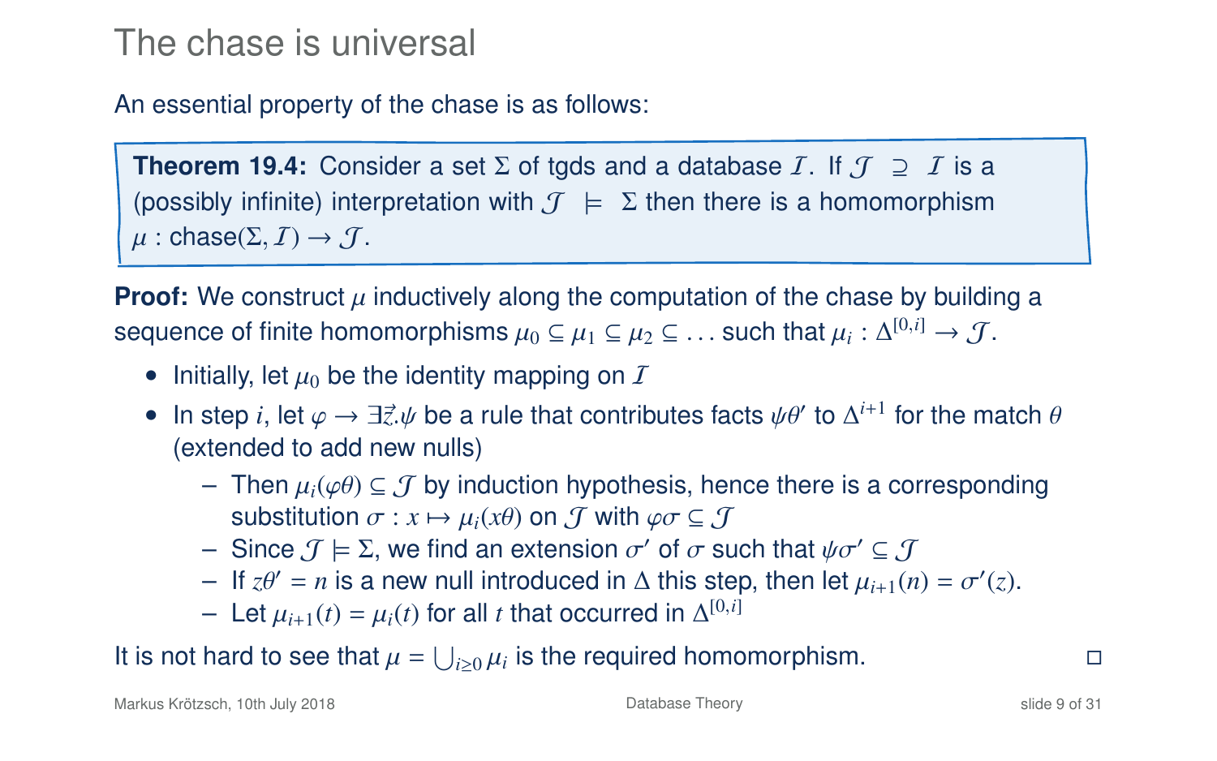# The chase is universal

An essential property of the chase is as follows:

**Theorem 19.4:** Consider a set $\Sigma$ of tgds and a database $\mathcal{I}$. If $\mathcal{J} \supseteq \mathcal{I}$ is a (possibly infinite) interpretation with $\mathcal{J} \models \Sigma$ then there is a homomorphism $\mu : \text{chase}(\Sigma, \mathcal{I}) \to \mathcal{J}$.

**Proof:** We construct $\mu$ inductively along the computation of the chase by building a sequence of finite homomorphisms $\mu_0 \subseteq \mu_1 \subseteq \mu_2 \subseteq \ldots$ such that $\mu_i : \Delta^{[0,i]} \to \mathcal{J}$.

- Initially, let $\mu_0$ be the identity mapping on $\mathcal{I}$
- In step $i$, let $\varphi \to \exists \vec{z}.\psi$ be a rule that contributes facts $\psi\theta'$ to $\Delta^{i+1}$ for the match $\theta$ (extended to add new nulls)
  - Then $\mu_i(\varphi\theta) \subseteq \mathcal{J}$ by induction hypothesis, hence there is a corresponding substitution $\sigma : x \mapsto \mu_i(x\theta)$ on $\mathcal{J}$ with $\varphi\sigma \subseteq \mathcal{J}$
  - Since $\mathcal{J} \models \Sigma$, we find an extension $\sigma'$ of $\sigma$ such that $\psi\sigma' \subseteq \mathcal{J}$
  - If $z\theta' = n$ is a new null introduced in $\Delta$ this step, then let $\mu_{i+1}(n) = \sigma'(z)$.
  - Let $\mu_{i+1}(t) = \mu_i(t)$ for all $t$ that occurred in $\Delta^{[0,i]}$

It is not hard to see that $\mu = \bigcup_{i \geq 0} \mu_i$ is the required homomorphism. □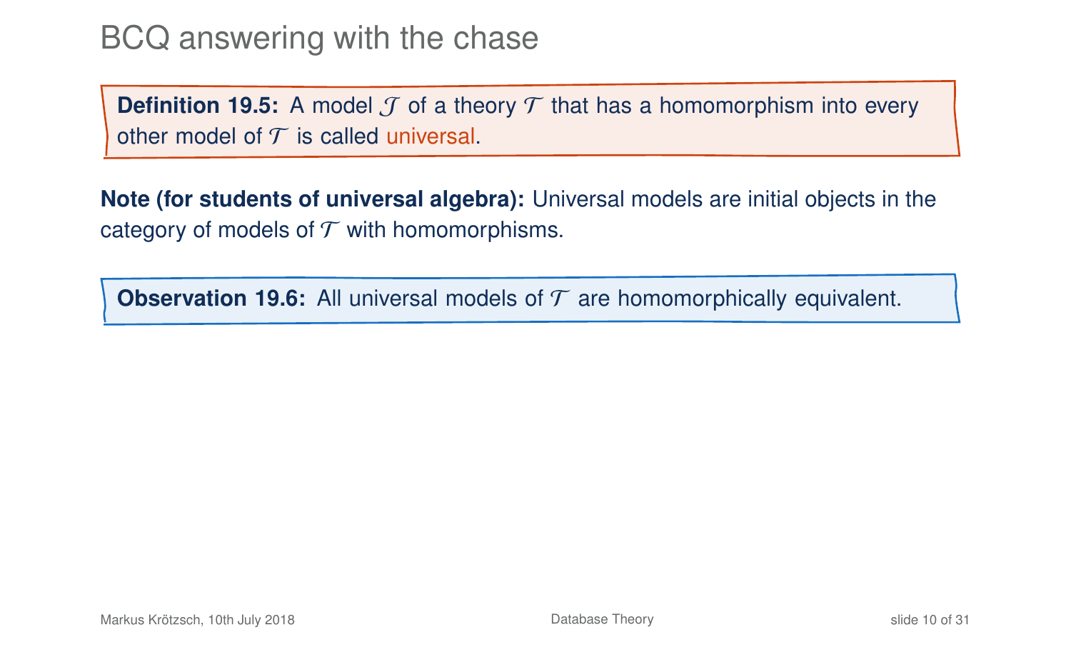# BCQ answering with the chase

**Definition 19.5:** A model $\mathcal{J}$ of a theory $\mathcal{T}$ that has a homomorphism into every other model of $\mathcal{T}$ is called universal.

**Note (for students of universal algebra):** Universal models are initial objects in the category of models of $\mathcal{T}$ with homomorphisms.

**Observation 19.6:** All universal models of $\mathcal{T}$ are homomorphically equivalent.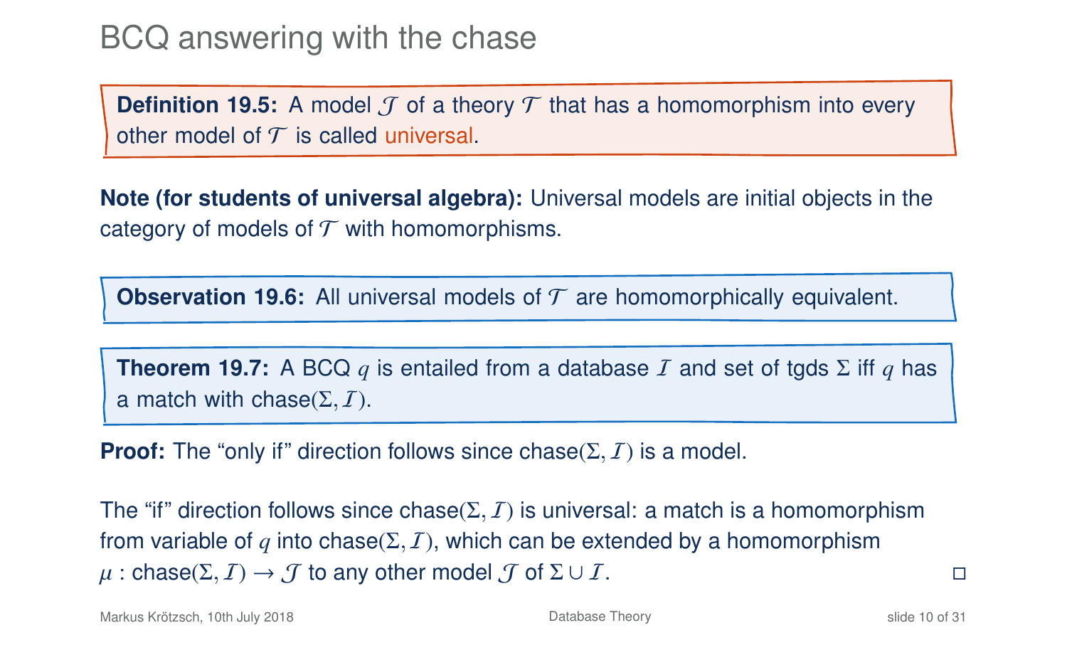# BCQ answering with the chase

**Definition 19.5:** A model $\mathcal{J}$ of a theory $\mathcal{T}$ that has a homomorphism into every other model of $\mathcal{T}$ is called universal.

**Note (for students of universal algebra):** Universal models are initial objects in the category of models of $\mathcal{T}$ with homomorphisms.

**Observation 19.6:** All universal models of $\mathcal{T}$ are homomorphically equivalent.

**Theorem 19.7:** A BCQ $q$ is entailed from a database $\mathcal{I}$ and set of tgds $\Sigma$ iff $q$ has a match with chase$(\Sigma, \mathcal{I})$.

**Proof:** The "only if" direction follows since chase$(\Sigma, \mathcal{I})$ is a model.

The "if" direction follows since chase$(\Sigma, \mathcal{I})$ is universal: a match is a homomorphism from variable of $q$ into chase$(\Sigma, \mathcal{I})$, which can be extended by a homomorphism $\mu$ : chase$(\Sigma, \mathcal{I}) \to \mathcal{J}$ to any other model $\mathcal{J}$ of $\Sigma \cup \mathcal{I}$. □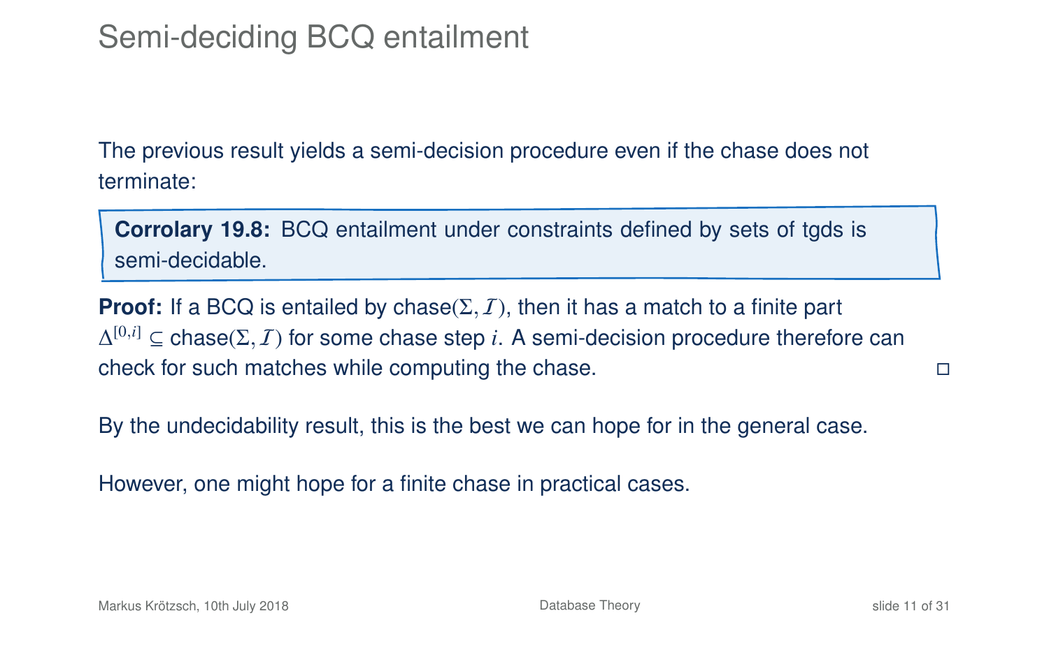# Semi-deciding BCQ entailment

The previous result yields a semi-decision procedure even if the chase does not terminate:

> **Corrolary 19.8:** BCQ entailment under constraints defined by sets of tgds is semi-decidable.

**Proof:** If a BCQ is entailed by chase$(\Sigma, \mathcal{I})$, then it has a match to a finite part $\Delta^{[0,i]} \subseteq$ chase$(\Sigma, \mathcal{I})$ for some chase step $i$. A semi-decision procedure therefore can check for such matches while computing the chase. □

By the undecidability result, this is the best we can hope for in the general case.

However, one might hope for a finite chase in practical cases.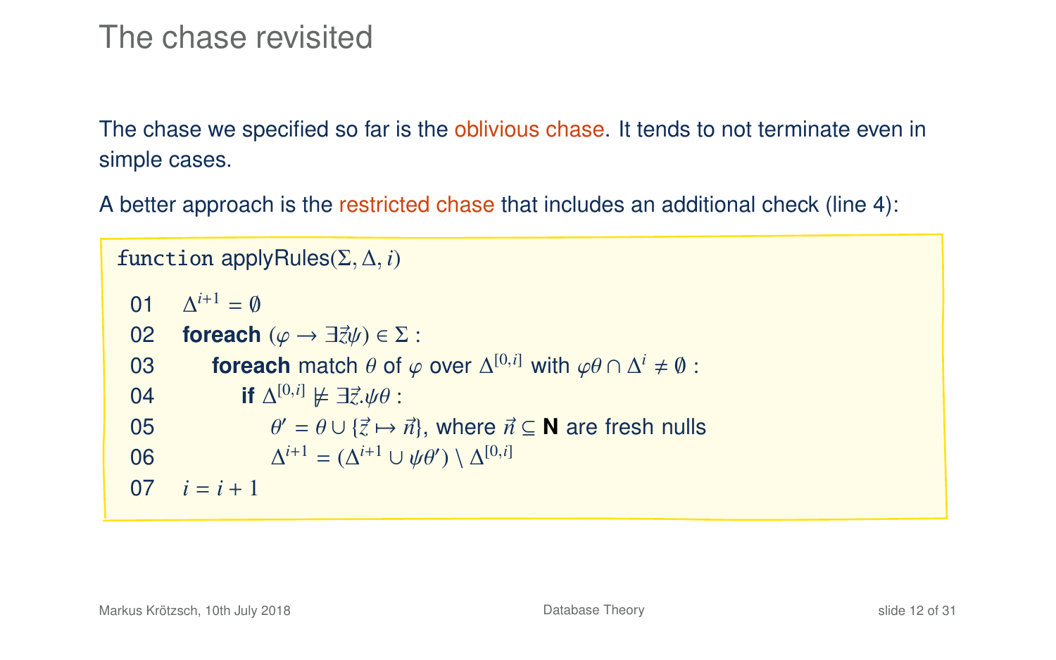# The chase revisited

The chase we specified so far is the oblivious chase. It tends to not terminate even in simple cases.

A better approach is the restricted chase that includes an additional check (line 4):

function applyRules($\Sigma, \Delta, i$)

| | |
|---|---|
| 01 | $\Delta^{i+1} = \emptyset$ |
| 02 | **foreach** $(\varphi \to \exists \vec{z} \psi) \in \Sigma$ : |
| 03 | &nbsp;&nbsp;&nbsp;&nbsp;**foreach** match $\theta$ of $\varphi$ over $\Delta^{[0,i]}$ with $\varphi\theta \cap \Delta^{i} \neq \emptyset$ : |
| 04 | &nbsp;&nbsp;&nbsp;&nbsp;&nbsp;&nbsp;&nbsp;&nbsp;**if** $\Delta^{[0,i]} \not\models \exists \vec{z}.\psi\theta$ : |
| 05 | &nbsp;&nbsp;&nbsp;&nbsp;&nbsp;&nbsp;&nbsp;&nbsp;&nbsp;&nbsp;&nbsp;&nbsp;$\theta' = \theta \cup \{\vec{z} \mapsto \vec{n}\}$, where $\vec{n} \subseteq \mathbf{N}$ are fresh nulls |
| 06 | &nbsp;&nbsp;&nbsp;&nbsp;&nbsp;&nbsp;&nbsp;&nbsp;&nbsp;&nbsp;&nbsp;&nbsp;$\Delta^{i+1} = (\Delta^{i+1} \cup \psi\theta') \setminus \Delta^{[0,i]}$ |
| 07 | $i = i + 1$ |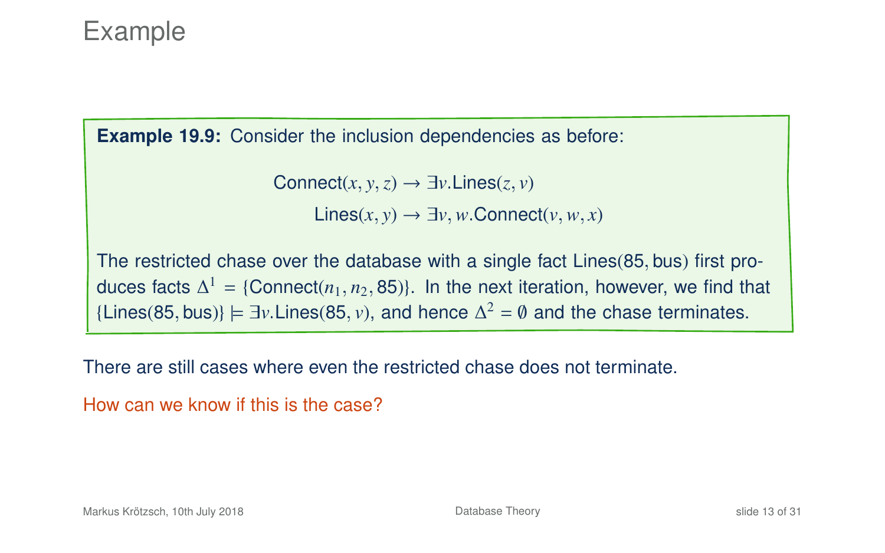# Example

**Example 19.9:** Consider the inclusion dependencies as before:

$$\mathsf{Connect}(x, y, z) \to \exists v.\mathsf{Lines}(z, v)$$

$$\mathsf{Lines}(x, y) \to \exists v, w.\mathsf{Connect}(v, w, x)$$

The restricted chase over the database with a single fact $\mathsf{Lines}(85, \mathsf{bus})$ first produces facts $\Delta^1 = \{\mathsf{Connect}(n_1, n_2, 85)\}$. In the next iteration, however, we find that $\{\mathsf{Lines}(85, \mathsf{bus})\} \models \exists v.\mathsf{Lines}(85, v)$, and hence $\Delta^2 = \emptyset$ and the chase terminates.

There are still cases where even the restricted chase does not terminate.

How can we know if this is the case?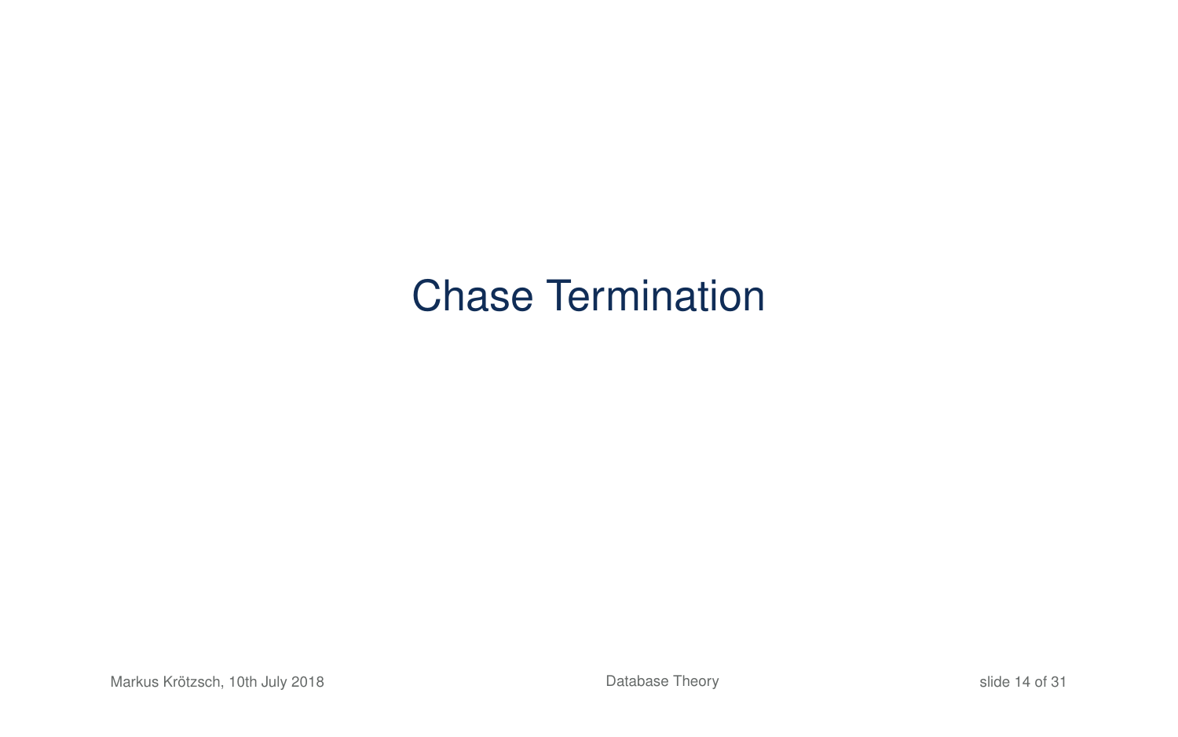# Chase Termination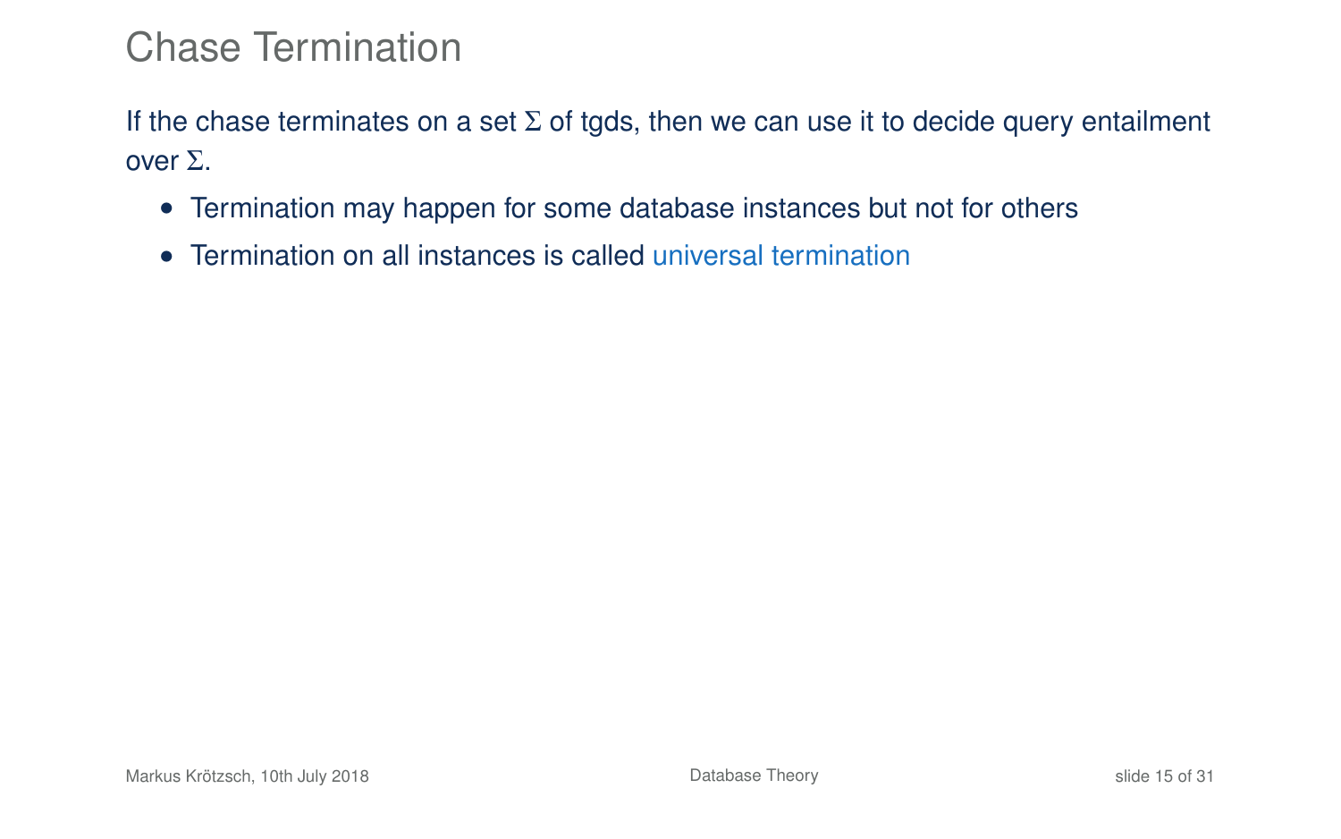# Chase Termination

If the chase terminates on a set $\Sigma$ of tgds, then we can use it to decide query entailment over $\Sigma$.

- Termination may happen for some database instances but not for others
- Termination on all instances is called universal termination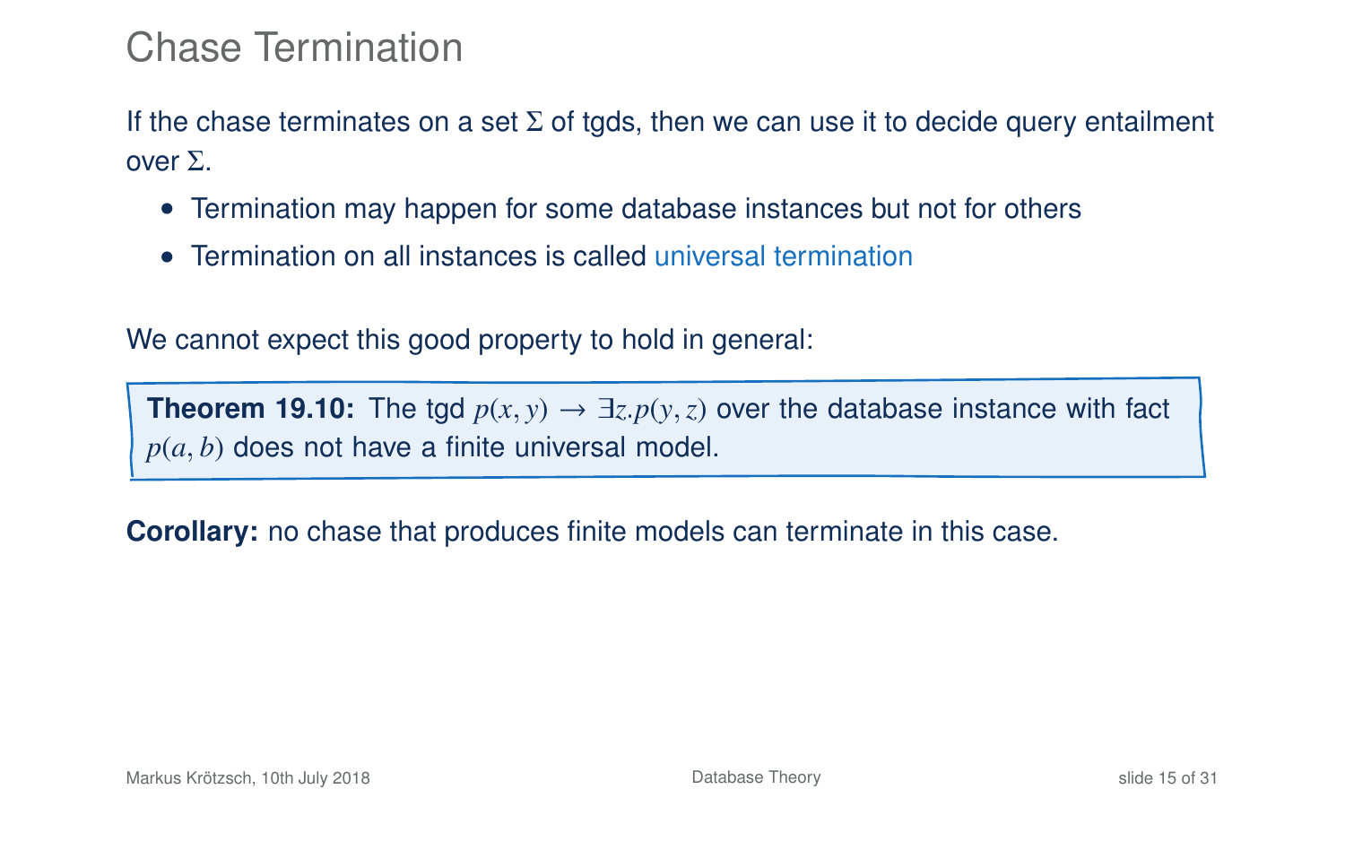# Chase Termination

If the chase terminates on a set $\Sigma$ of tgds, then we can use it to decide query entailment over $\Sigma$.

- Termination may happen for some database instances but not for others
- Termination on all instances is called universal termination

We cannot expect this good property to hold in general:

> **Theorem 19.10:** The tgd $p(x, y) \to \exists z.p(y, z)$ over the database instance with fact $p(a, b)$ does not have a finite universal model.

**Corollary:** no chase that produces finite models can terminate in this case.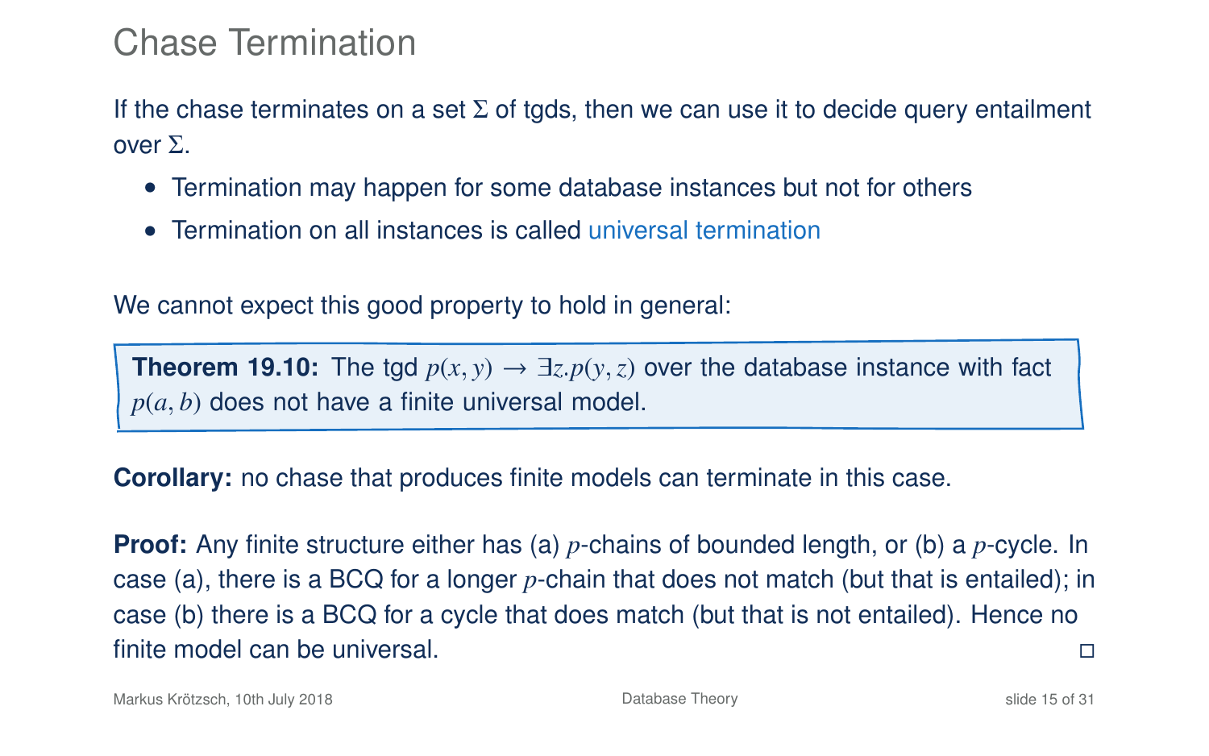# Chase Termination

If the chase terminates on a set $\Sigma$ of tgds, then we can use it to decide query entailment over $\Sigma$.

- Termination may happen for some database instances but not for others
- Termination on all instances is called universal termination

We cannot expect this good property to hold in general:

> **Theorem 19.10:** The tgd $p(x, y) \rightarrow \exists z.p(y, z)$ over the database instance with fact $p(a, b)$ does not have a finite universal model.

**Corollary:** no chase that produces finite models can terminate in this case.

**Proof:** Any finite structure either has (a) $p$-chains of bounded length, or (b) a $p$-cycle. In case (a), there is a BCQ for a longer $p$-chain that does not match (but that is entailed); in case (b) there is a BCQ for a cycle that does match (but that is not entailed). Hence no finite model can be universal. □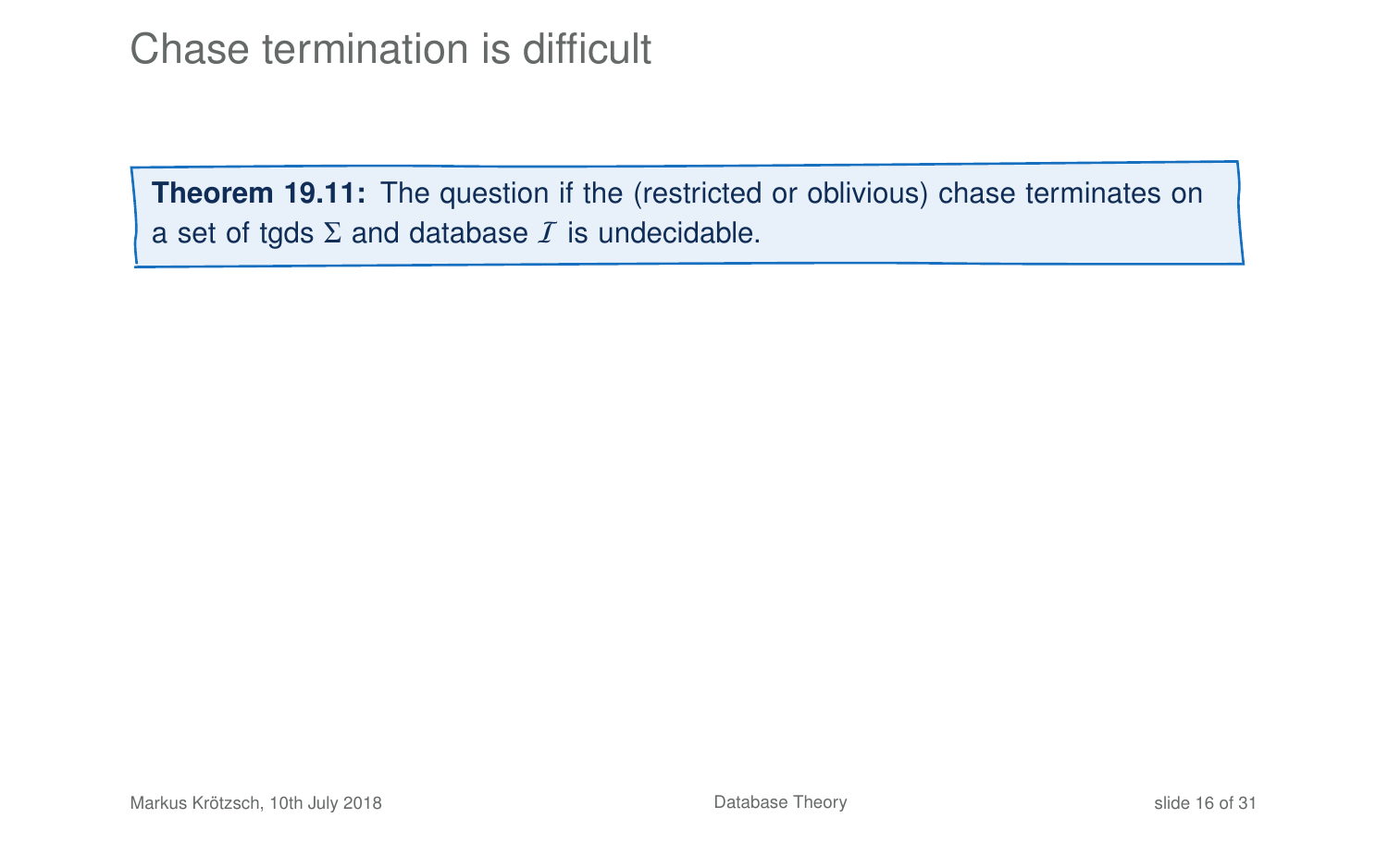# Chase termination is difficult

**Theorem 19.11:** The question if the (restricted or oblivious) chase terminates on a set of tgds $\Sigma$ and database $\mathcal{I}$ is undecidable.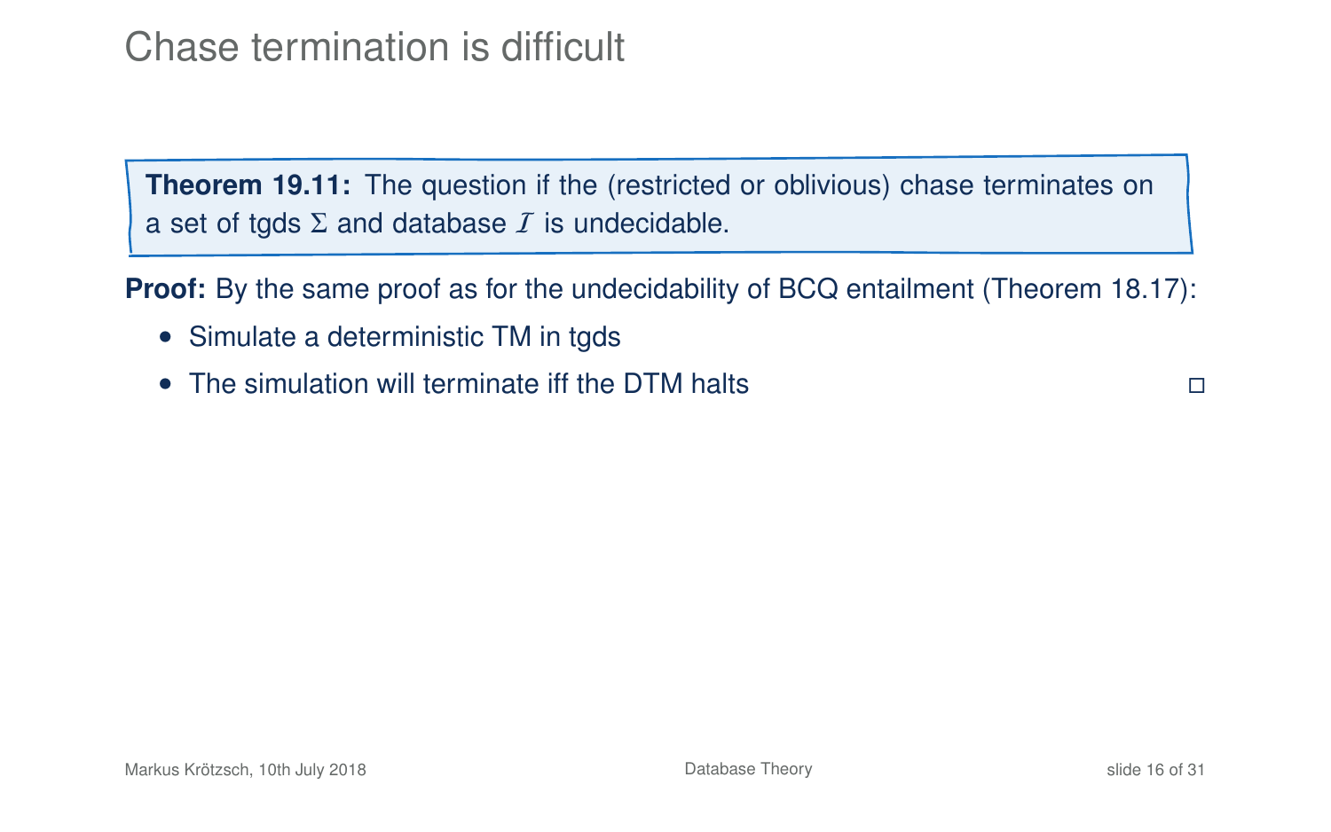# Chase termination is difficult

**Theorem 19.11:** The question if the (restricted or oblivious) chase terminates on a set of tgds $\Sigma$ and database $\mathcal{I}$ is undecidable.

**Proof:** By the same proof as for the undecidability of BCQ entailment (Theorem 18.17):

- Simulate a deterministic TM in tgds
- The simulation will terminate iff the DTM halts □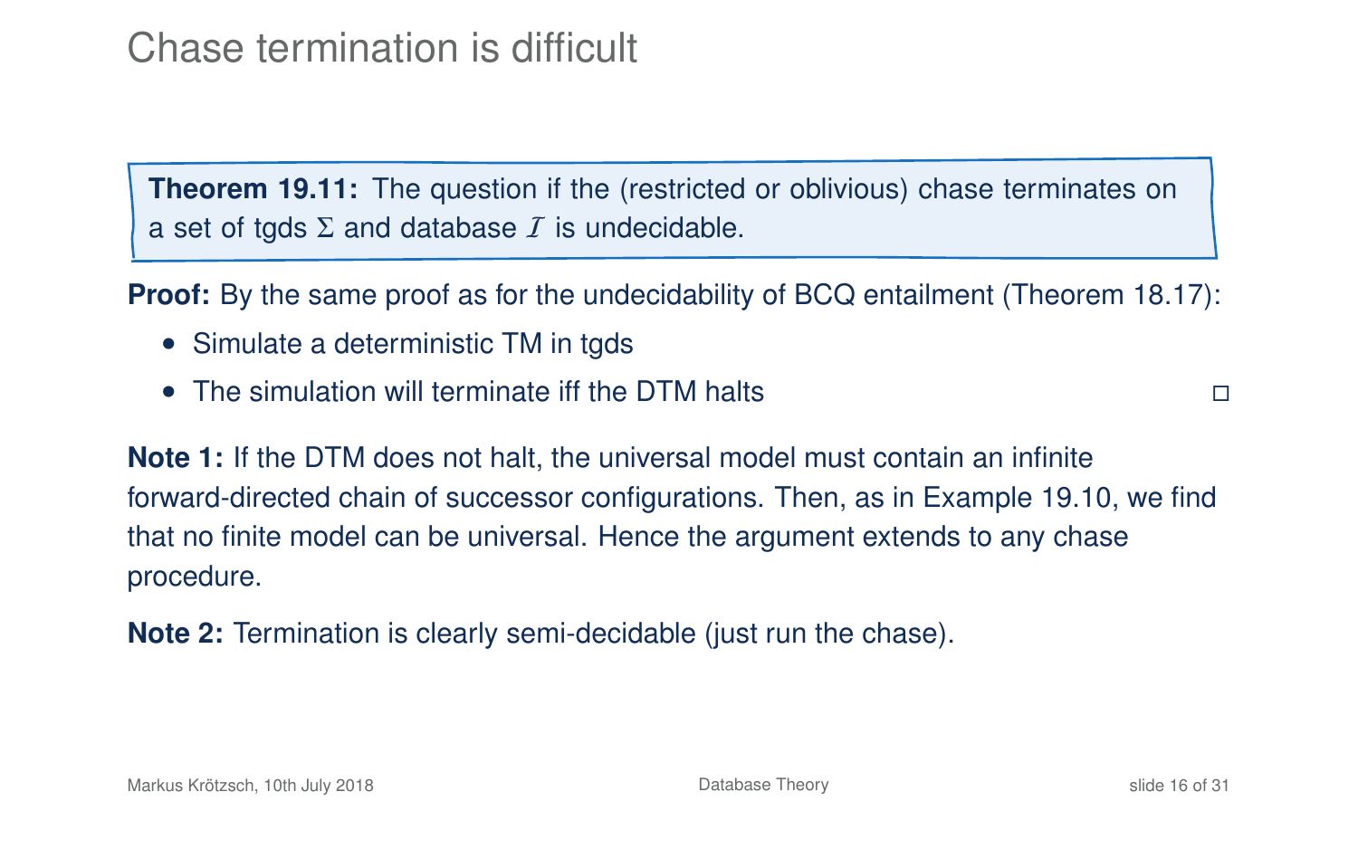# Chase termination is difficult

**Theorem 19.11:** The question if the (restricted or oblivious) chase terminates on a set of tgds $\Sigma$ and database $\mathcal{I}$ is undecidable.

**Proof:** By the same proof as for the undecidability of BCQ entailment (Theorem 18.17):

- Simulate a deterministic TM in tgds
- The simulation will terminate iff the DTM halts □

**Note 1:** If the DTM does not halt, the universal model must contain an infinite forward-directed chain of successor configurations. Then, as in Example 19.10, we find that no finite model can be universal. Hence the argument extends to any chase procedure.

**Note 2:** Termination is clearly semi-decidable (just run the chase).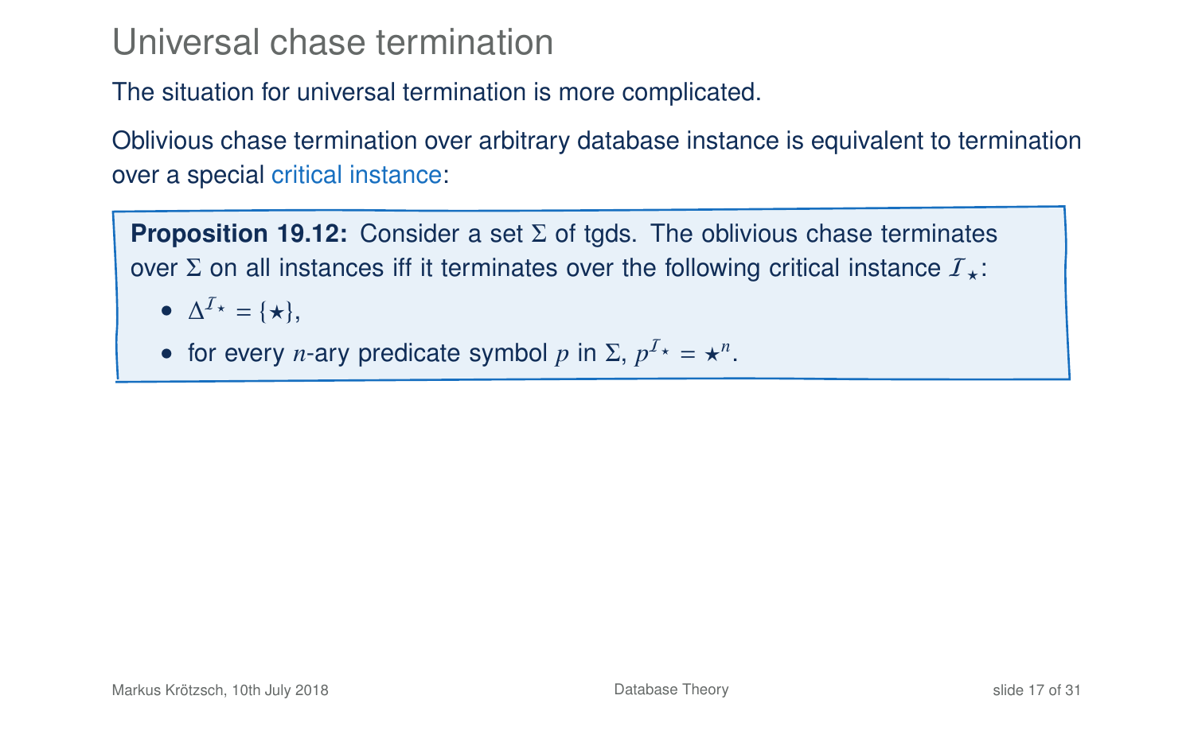# Universal chase termination

The situation for universal termination is more complicated.

Oblivious chase termination over arbitrary database instance is equivalent to termination over a special critical instance:

**Proposition 19.12:** Consider a set $\Sigma$ of tgds. The oblivious chase terminates over $\Sigma$ on all instances iff it terminates over the following critical instance $\mathcal{I}_\star$:

- $\Delta^{\mathcal{I}_\star} = \{\star\}$,
- for every $n$-ary predicate symbol $p$ in $\Sigma$, $p^{\mathcal{I}_\star} = \star^n$.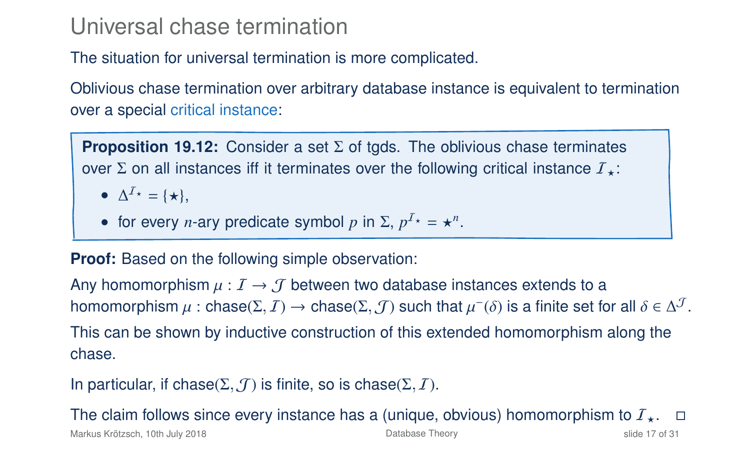# Universal chase termination

The situation for universal termination is more complicated.

Oblivious chase termination over arbitrary database instance is equivalent to termination over a special critical instance:

> **Proposition 19.12:** Consider a set $\Sigma$ of tgds. The oblivious chase terminates over $\Sigma$ on all instances iff it terminates over the following critical instance $\mathcal{I}_\star$:
>
> - $\Delta^{\mathcal{I}_\star} = \{\star\}$,
> - for every $n$-ary predicate symbol $p$ in $\Sigma$, $p^{\mathcal{I}_\star} = \star^n$.

**Proof:** Based on the following simple observation:

Any homomorphism $\mu : \mathcal{I} \to \mathcal{J}$ between two database instances extends to a homomorphism $\mu : \text{chase}(\Sigma, \mathcal{I}) \to \text{chase}(\Sigma, \mathcal{J})$ such that $\mu^{-}(\delta)$ is a finite set for all $\delta \in \Delta^{\mathcal{J}}$.

This can be shown by inductive construction of this extended homomorphism along the chase.

In particular, if $\text{chase}(\Sigma, \mathcal{J})$ is finite, so is $\text{chase}(\Sigma, \mathcal{I})$.

The claim follows since every instance has a (unique, obvious) homomorphism to $\mathcal{I}_\star$. □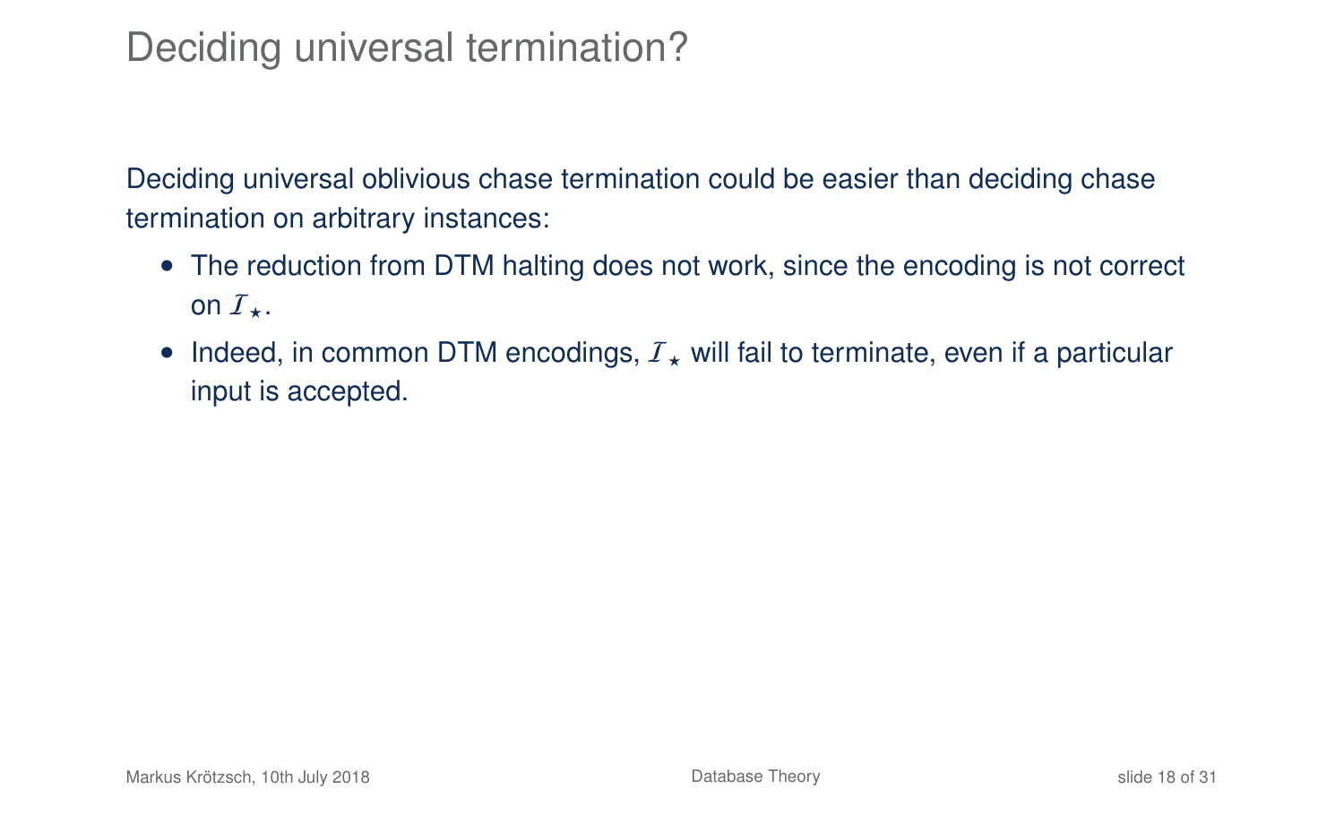# Deciding universal termination?

Deciding universal oblivious chase termination could be easier than deciding chase termination on arbitrary instances:

- The reduction from DTM halting does not work, since the encoding is not correct on $\mathcal{I}_\star$.
- Indeed, in common DTM encodings, $\mathcal{I}_\star$ will fail to terminate, even if a particular input is accepted.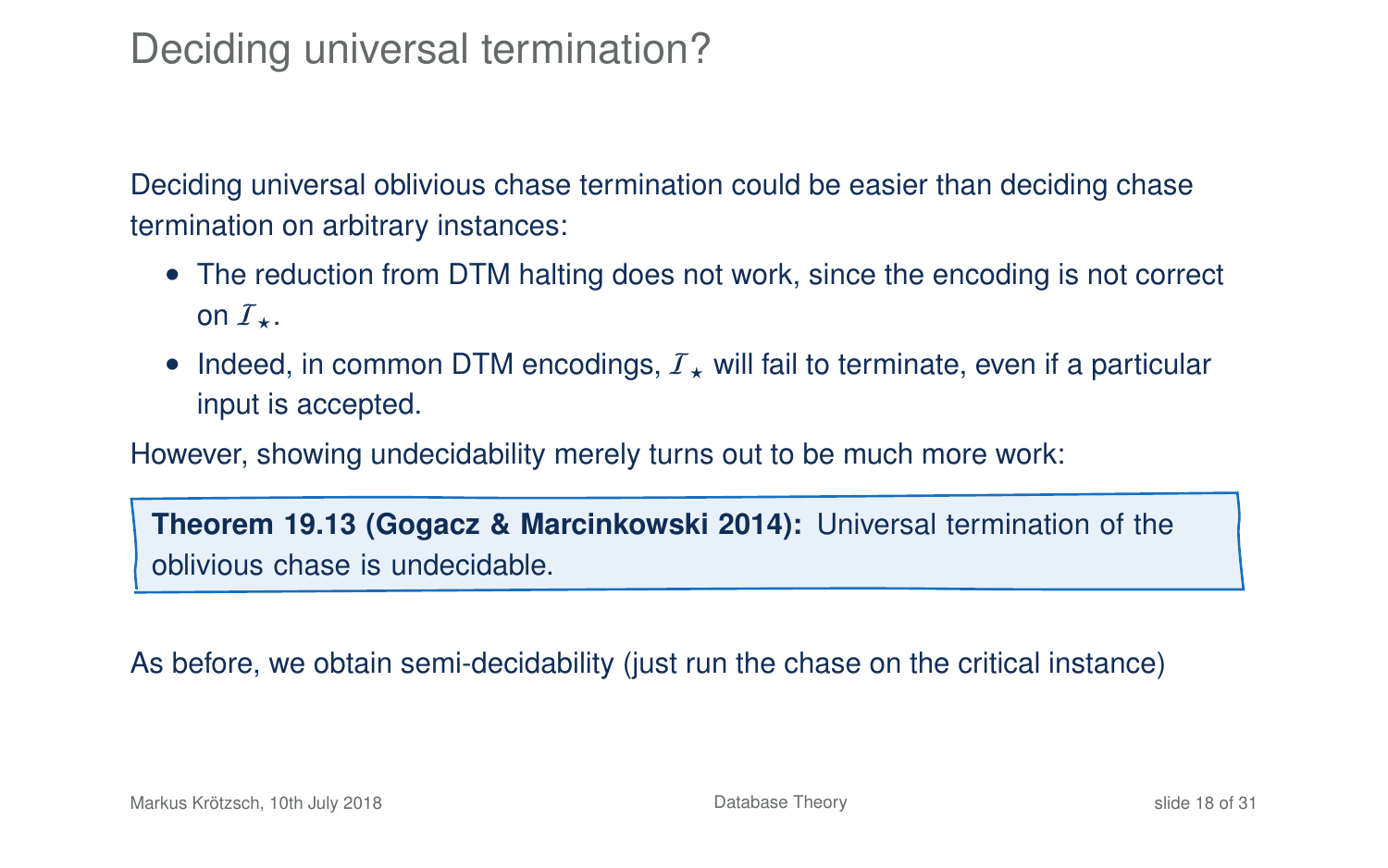# Deciding universal termination?

Deciding universal oblivious chase termination could be easier than deciding chase termination on arbitrary instances:

- The reduction from DTM halting does not work, since the encoding is not correct on $\mathcal{I}_\star$.
- Indeed, in common DTM encodings, $\mathcal{I}_\star$ will fail to terminate, even if a particular input is accepted.

However, showing undecidability merely turns out to be much more work:

> **Theorem 19.13 (Gogacz & Marcinkowski 2014):** Universal termination of the oblivious chase is undecidable.

As before, we obtain semi-decidability (just run the chase on the critical instance)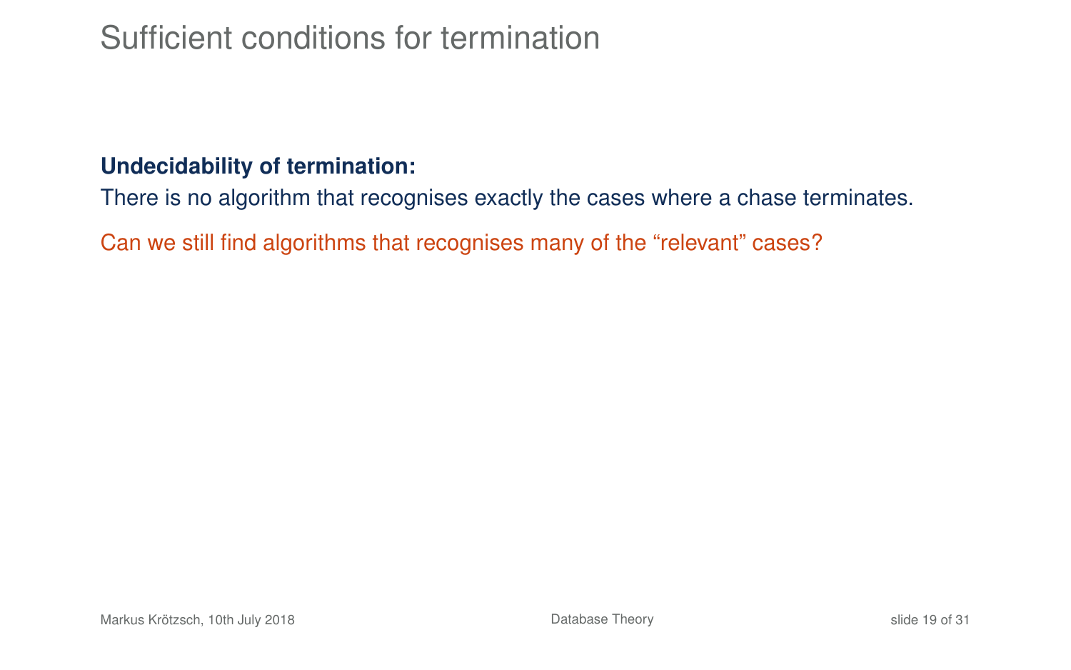# Sufficient conditions for termination

**Undecidability of termination:**
There is no algorithm that recognises exactly the cases where a chase terminates.

Can we still find algorithms that recognises many of the “relevant” cases?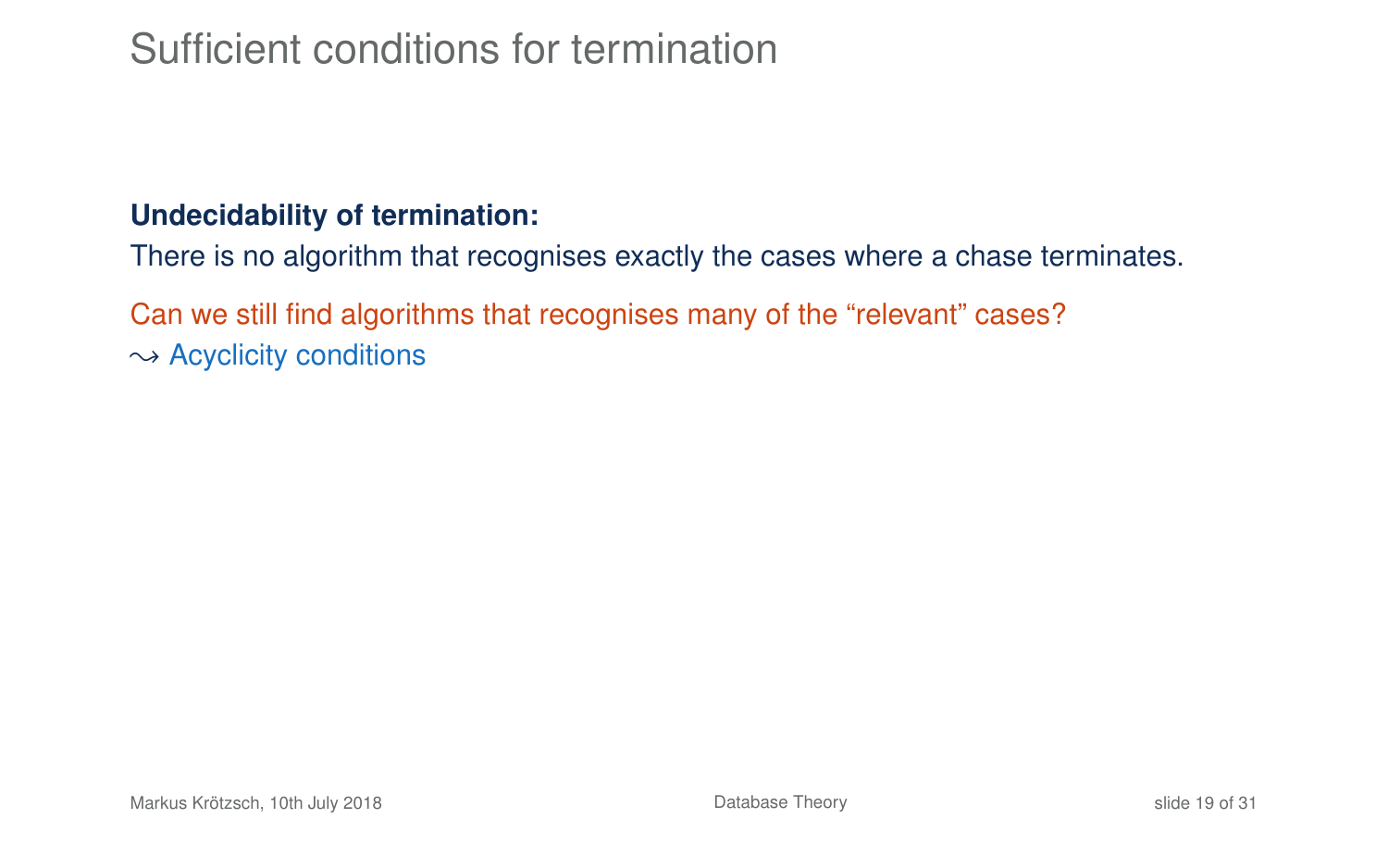# Sufficient conditions for termination

**Undecidability of termination:**
There is no algorithm that recognises exactly the cases where a chase terminates.

Can we still find algorithms that recognises many of the "relevant" cases?
$\leadsto$ Acyclicity conditions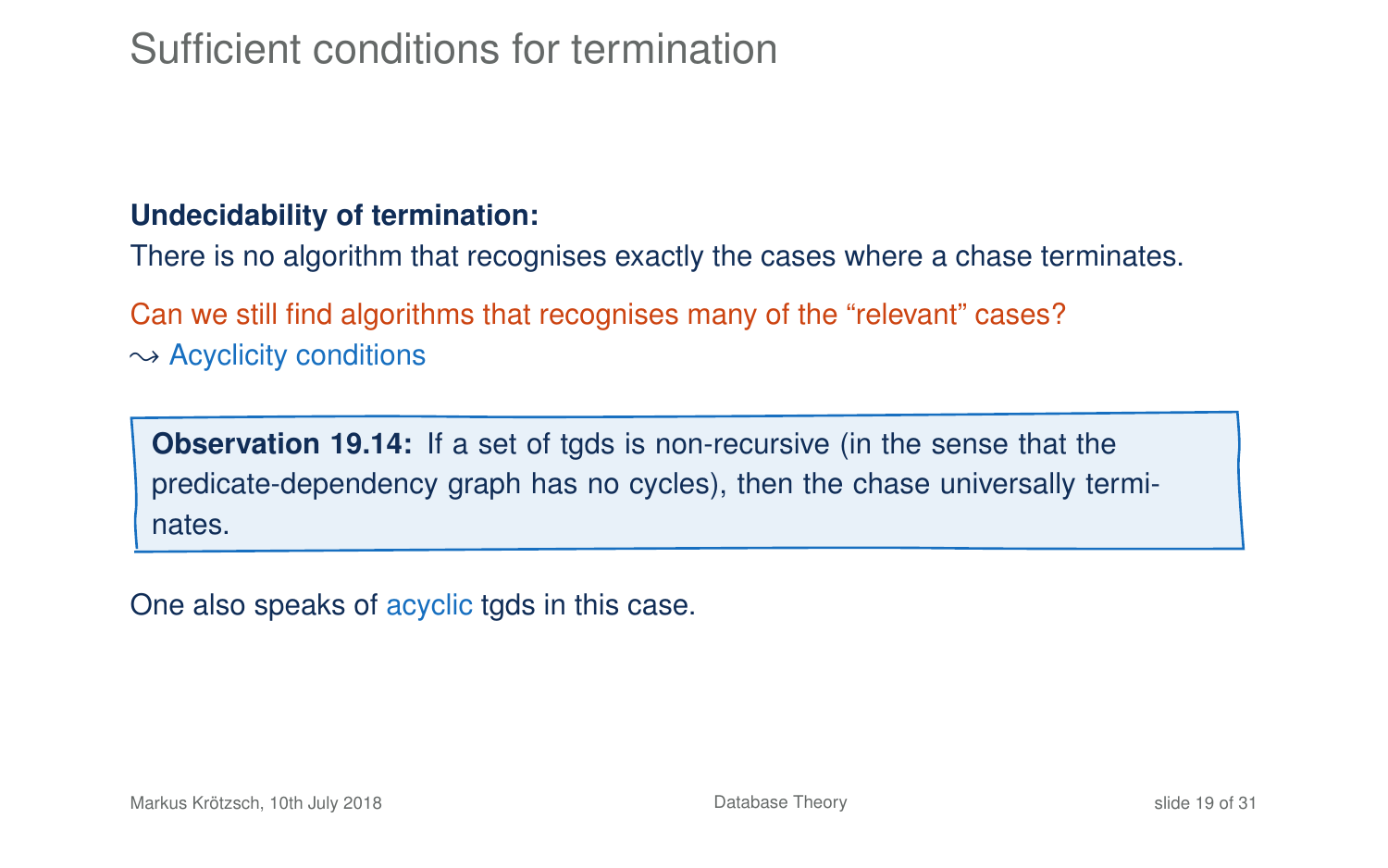# Sufficient conditions for termination

**Undecidability of termination:**
There is no algorithm that recognises exactly the cases where a chase terminates.

Can we still find algorithms that recognises many of the “relevant” cases?
$\rightsquigarrow$ Acyclicity conditions

> **Observation 19.14:** If a set of tgds is non-recursive (in the sense that the predicate-dependency graph has no cycles), then the chase universally terminates.

One also speaks of acyclic tgds in this case.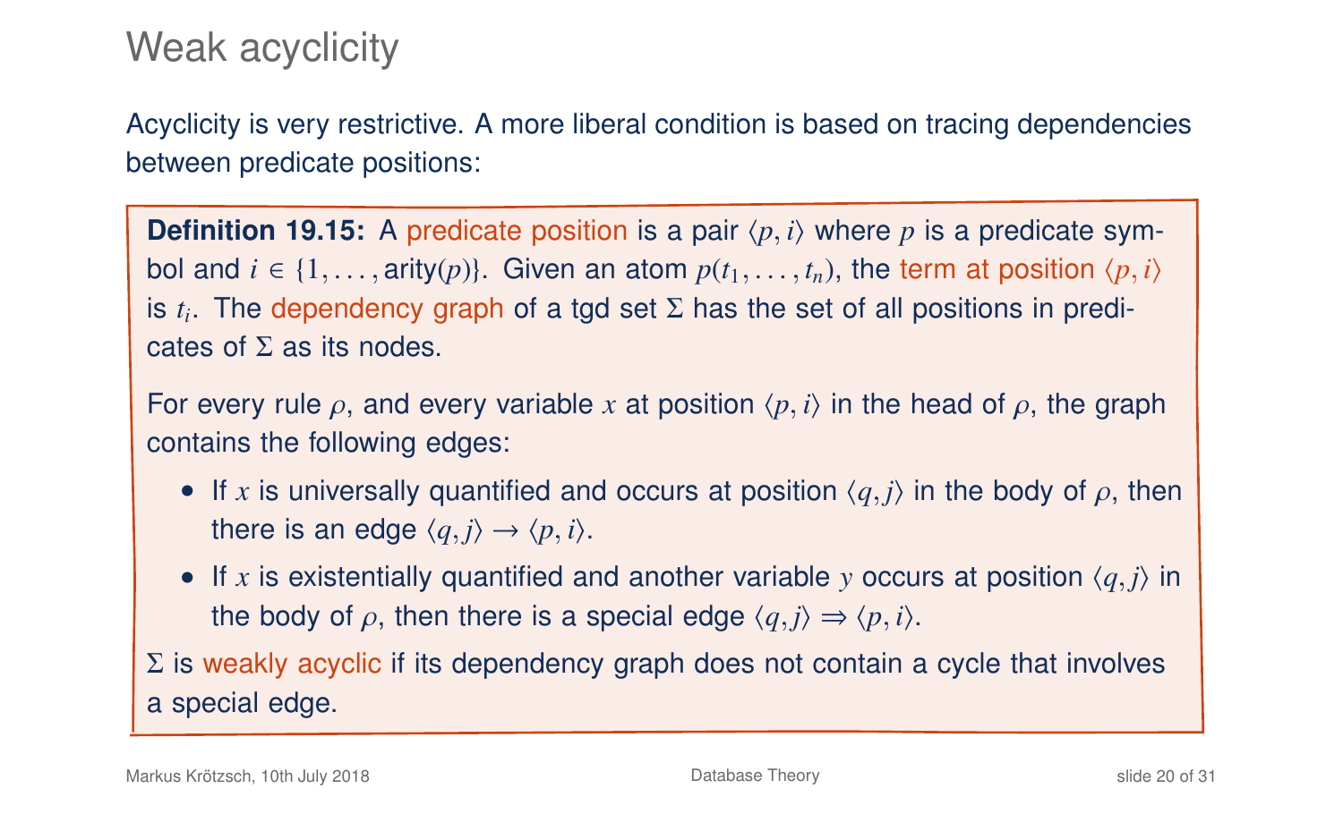# Weak acyclicity

Acyclicity is very restrictive. A more liberal condition is based on tracing dependencies between predicate positions:

**Definition 19.15:** A predicate position is a pair $\langle p, i\rangle$ where $p$ is a predicate symbol and $i \in \{1, \ldots, \text{arity}(p)\}$. Given an atom $p(t_1, \ldots, t_n)$, the term at position $\langle p, i\rangle$ is $t_i$. The dependency graph of a tgd set $\Sigma$ has the set of all positions in predicates of $\Sigma$ as its nodes.

For every rule $\rho$, and every variable $x$ at position $\langle p, i\rangle$ in the head of $\rho$, the graph contains the following edges:

- If $x$ is universally quantified and occurs at position $\langle q, j\rangle$ in the body of $\rho$, then there is an edge $\langle q, j\rangle \to \langle p, i\rangle$.
- If $x$ is existentially quantified and another variable $y$ occurs at position $\langle q, j\rangle$ in the body of $\rho$, then there is a special edge $\langle q, j\rangle \Rightarrow \langle p, i\rangle$.

$\Sigma$ is weakly acyclic if its dependency graph does not contain a cycle that involves a special edge.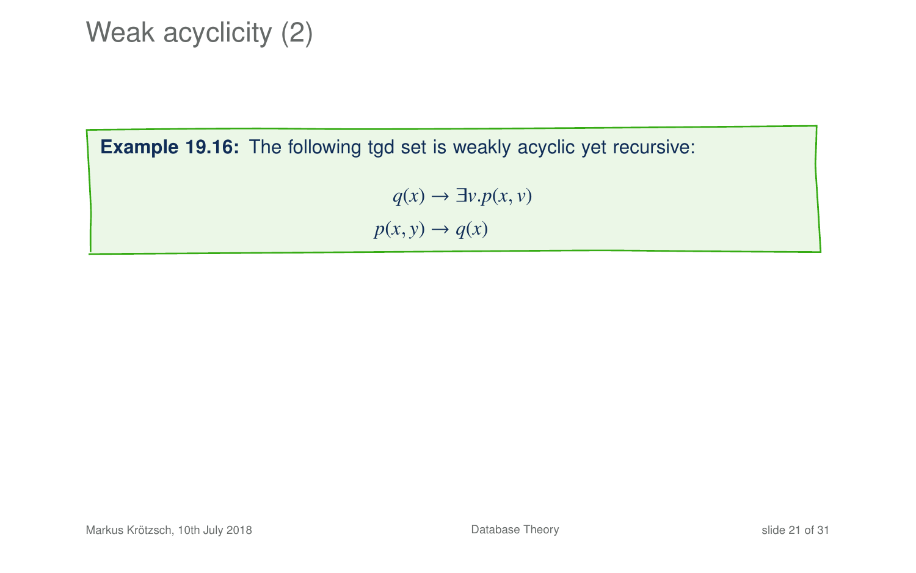# Weak acyclicity (2)

**Example 19.16:** The following tgd set is weakly acyclic yet recursive:

$$q(x) \to \exists v.p(x, v)$$
$$p(x, y) \to q(x)$$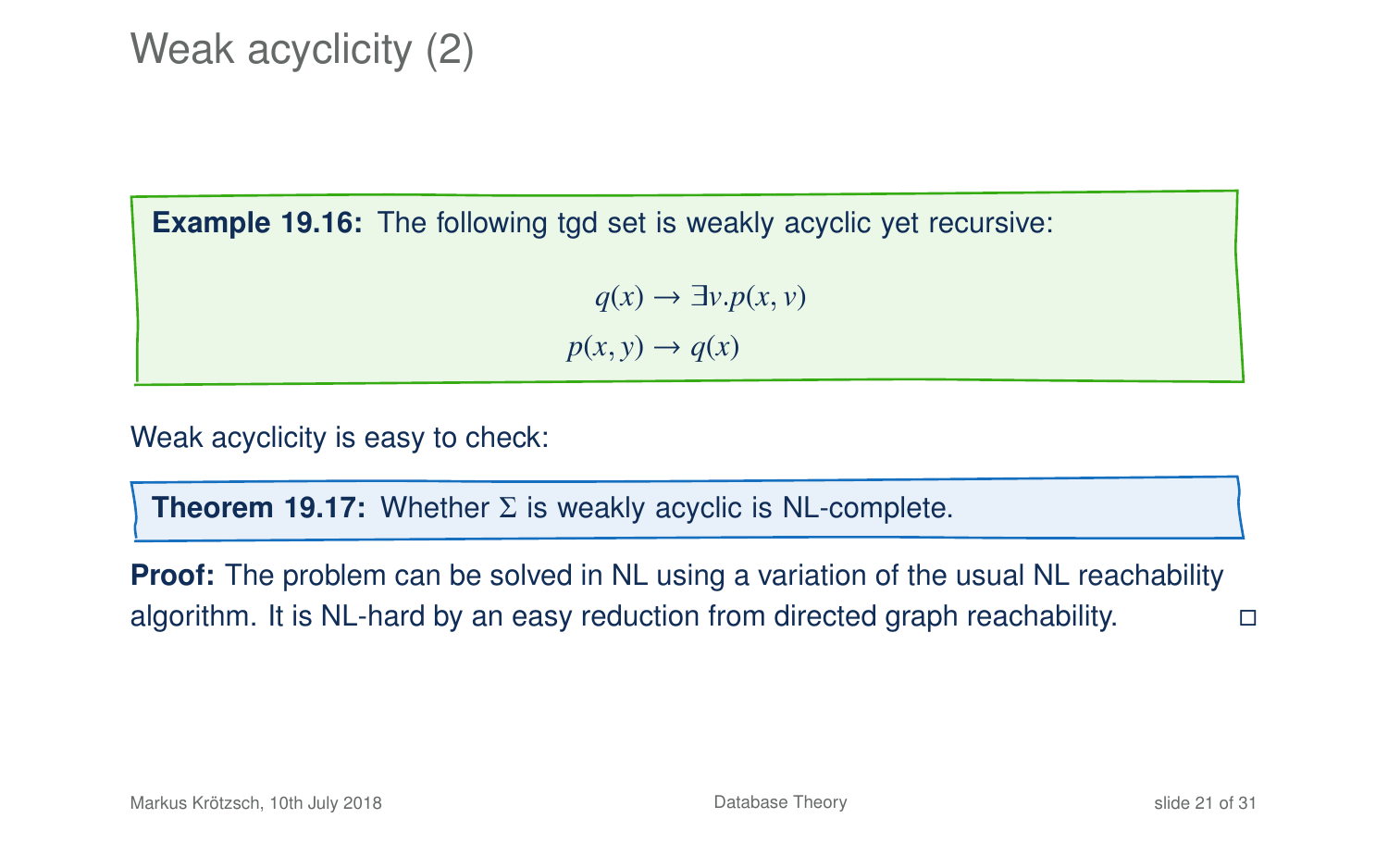# Weak acyclicity (2)

**Example 19.16:** The following tgd set is weakly acyclic yet recursive:

$$q(x) \to \exists v.p(x, v)$$
$$p(x, y) \to q(x)$$

Weak acyclicity is easy to check:

**Theorem 19.17:** Whether $\Sigma$ is weakly acyclic is NL-complete.

**Proof:** The problem can be solved in NL using a variation of the usual NL reachability algorithm. It is NL-hard by an easy reduction from directed graph reachability. □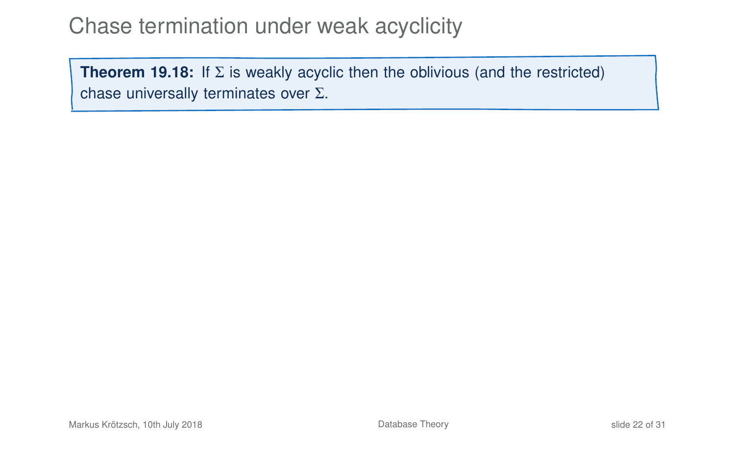# Chase termination under weak acyclicity

**Theorem 19.18:** If $\Sigma$ is weakly acyclic then the oblivious (and the restricted) chase universally terminates over $\Sigma$.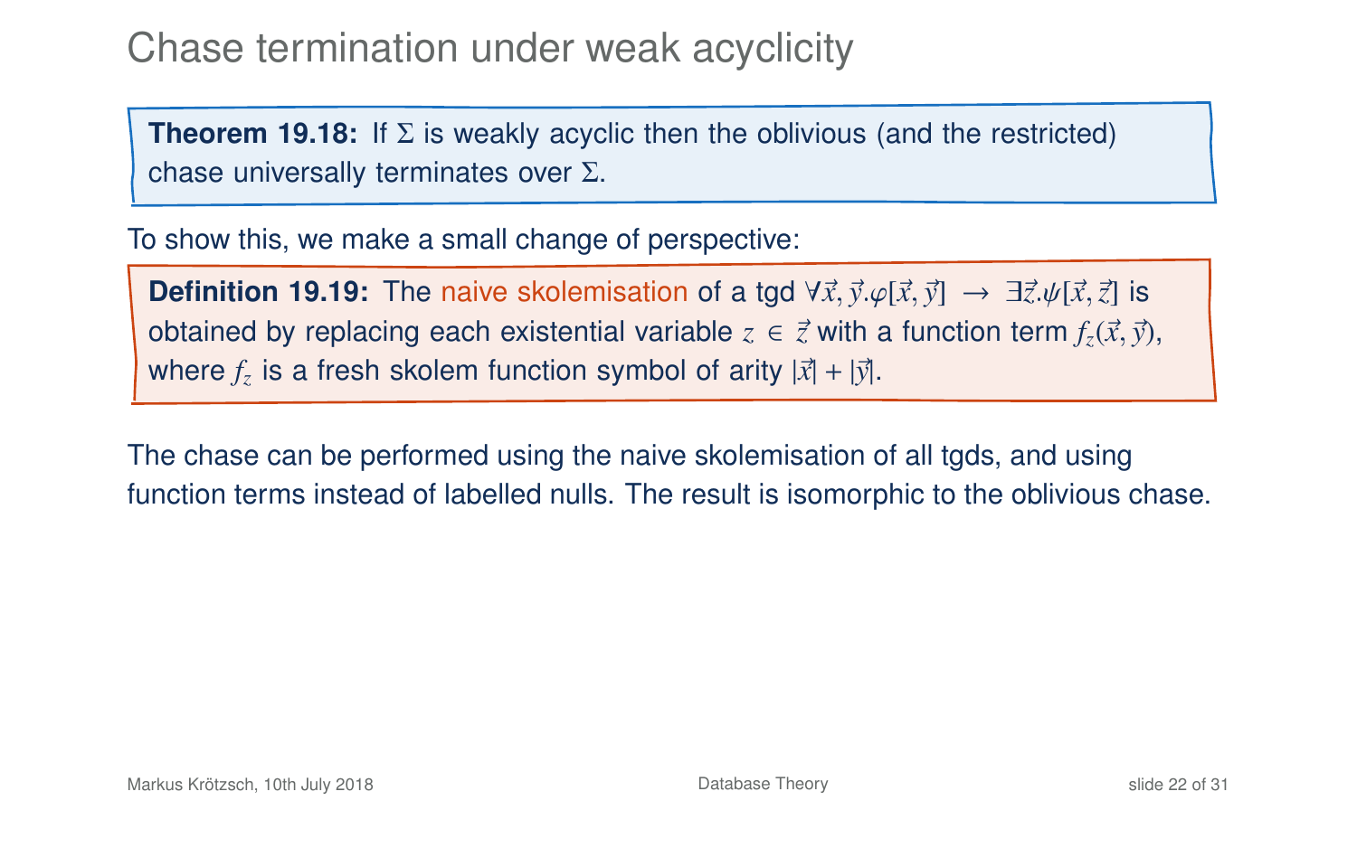# Chase termination under weak acyclicity

**Theorem 19.18:** If $\Sigma$ is weakly acyclic then the oblivious (and the restricted) chase universally terminates over $\Sigma$.

To show this, we make a small change of perspective:

**Definition 19.19:** The naive skolemisation of a tgd $\forall \vec{x}, \vec{y}. \varphi[\vec{x}, \vec{y}] \to \exists \vec{z}. \psi[\vec{x}, \vec{z}]$ is obtained by replacing each existential variable $z \in \vec{z}$ with a function term $f_z(\vec{x}, \vec{y})$, where $f_z$ is a fresh skolem function symbol of arity $|\vec{x}| + |\vec{y}|$.

The chase can be performed using the naive skolemisation of all tgds, and using function terms instead of labelled nulls. The result is isomorphic to the oblivious chase.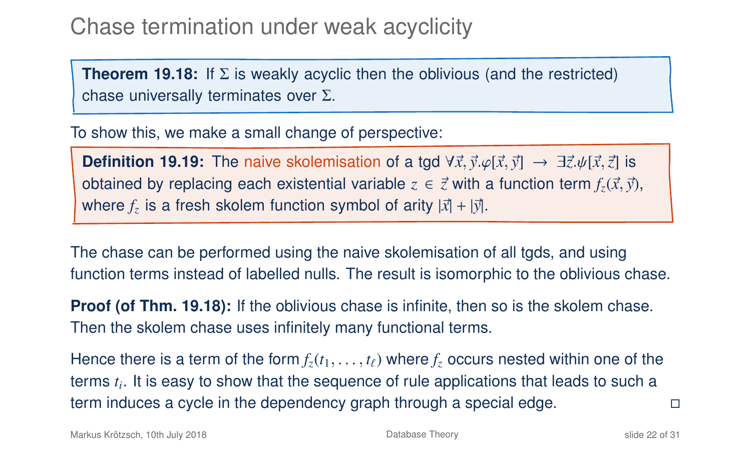# Chase termination under weak acyclicity

**Theorem 19.18:** If $\Sigma$ is weakly acyclic then the oblivious (and the restricted) chase universally terminates over $\Sigma$.

To show this, we make a small change of perspective:

**Definition 19.19:** The naive skolemisation of a tgd $\forall \vec{x}, \vec{y}.\varphi[\vec{x}, \vec{y}] \rightarrow \exists \vec{z}.\psi[\vec{x}, \vec{z}]$ is obtained by replacing each existential variable $z \in \vec{z}$ with a function term $f_z(\vec{x}, \vec{y})$, where $f_z$ is a fresh skolem function symbol of arity $|\vec{x}| + |\vec{y}|$.

The chase can be performed using the naive skolemisation of all tgds, and using function terms instead of labelled nulls. The result is isomorphic to the oblivious chase.

**Proof (of Thm. 19.18):** If the oblivious chase is infinite, then so is the skolem chase. Then the skolem chase uses infinitely many functional terms.

Hence there is a term of the form $f_z(t_1, \ldots, t_\ell)$ where $f_z$ occurs nested within one of the terms $t_i$. It is easy to show that the sequence of rule applications that leads to such a term induces a cycle in the dependency graph through a special edge. □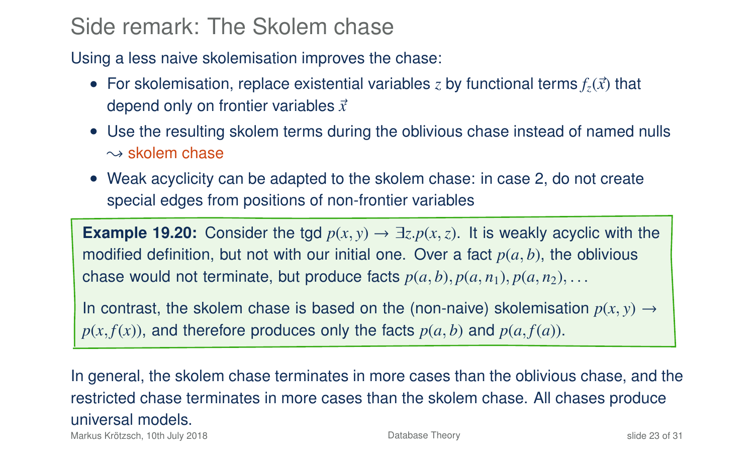# Side remark: The Skolem chase

Using a less naive skolemisation improves the chase:

- For skolemisation, replace existential variables $z$ by functional terms $f_z(\vec{x})$ that depend only on frontier variables $\vec{x}$
- Use the resulting skolem terms during the oblivious chase instead of named nulls $\rightsquigarrow$ skolem chase
- Weak acyclicity can be adapted to the skolem chase: in case 2, do not create special edges from positions of non-frontier variables

**Example 19.20:** Consider the tgd $p(x, y) \to \exists z.p(x, z)$. It is weakly acyclic with the modified definition, but not with our initial one. Over a fact $p(a, b)$, the oblivious chase would not terminate, but produce facts $p(a, b), p(a, n_1), p(a, n_2), \ldots$

In contrast, the skolem chase is based on the (non-naive) skolemisation $p(x, y) \to p(x, f(x))$, and therefore produces only the facts $p(a, b)$ and $p(a, f(a))$.

In general, the skolem chase terminates in more cases than the oblivious chase, and the restricted chase terminates in more cases than the skolem chase. All chases produce universal models.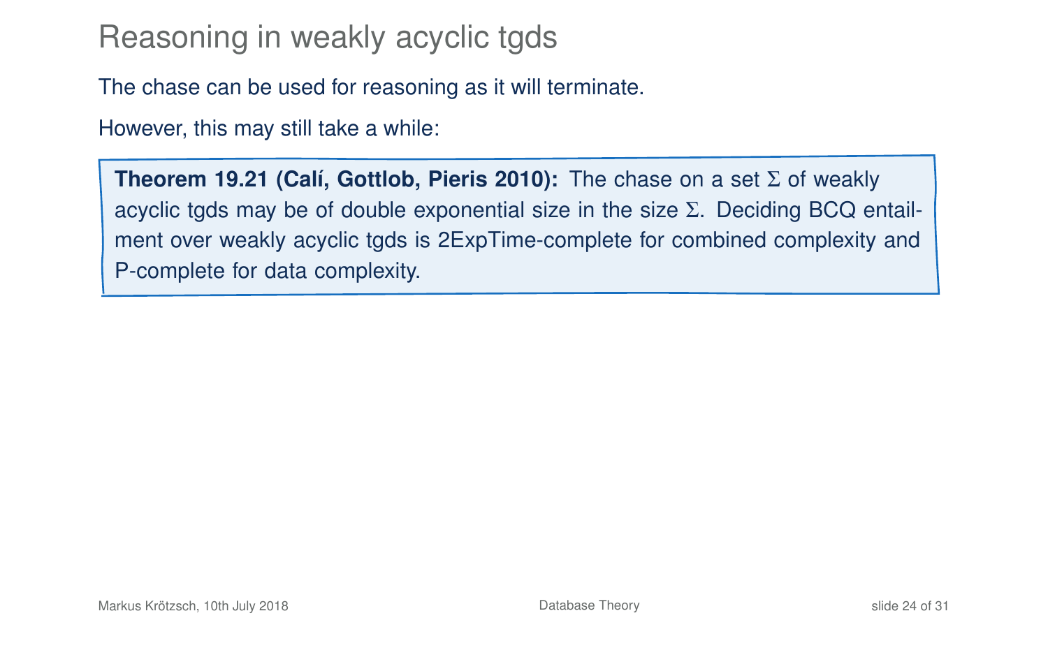# Reasoning in weakly acyclic tgds

The chase can be used for reasoning as it will terminate.

However, this may still take a while:

**Theorem 19.21 (Calí, Gottlob, Pieris 2010):** The chase on a set $\Sigma$ of weakly acyclic tgds may be of double exponential size in the size $\Sigma$. Deciding BCQ entailment over weakly acyclic tgds is 2ExpTime-complete for combined complexity and P-complete for data complexity.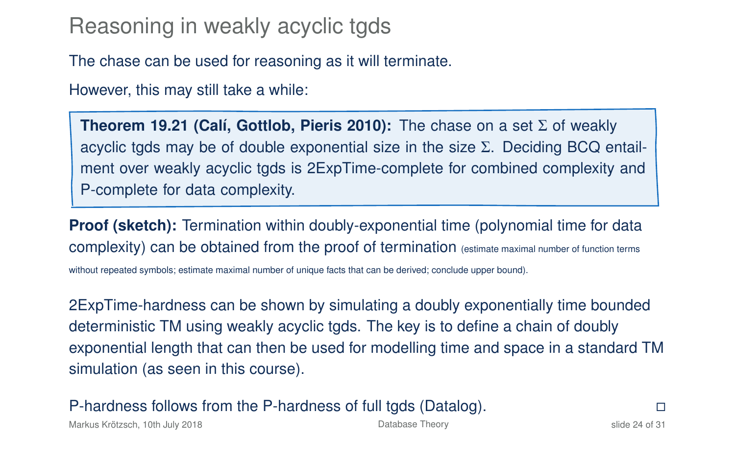# Reasoning in weakly acyclic tgds

The chase can be used for reasoning as it will terminate.

However, this may still take a while:

**Theorem 19.21 (Calí, Gottlob, Pieris 2010):** The chase on a set $\Sigma$ of weakly acyclic tgds may be of double exponential size in the size $\Sigma$. Deciding BCQ entailment over weakly acyclic tgds is 2ExpTime-complete for combined complexity and P-complete for data complexity.

**Proof (sketch):** Termination within doubly-exponential time (polynomial time for data complexity) can be obtained from the proof of termination (estimate maximal number of function terms without repeated symbols; estimate maximal number of unique facts that can be derived; conclude upper bound).

2ExpTime-hardness can be shown by simulating a doubly exponentially time bounded deterministic TM using weakly acyclic tgds. The key is to define a chain of doubly exponential length that can then be used for modelling time and space in a standard TM simulation (as seen in this course).

P-hardness follows from the P-hardness of full tgds (Datalog). □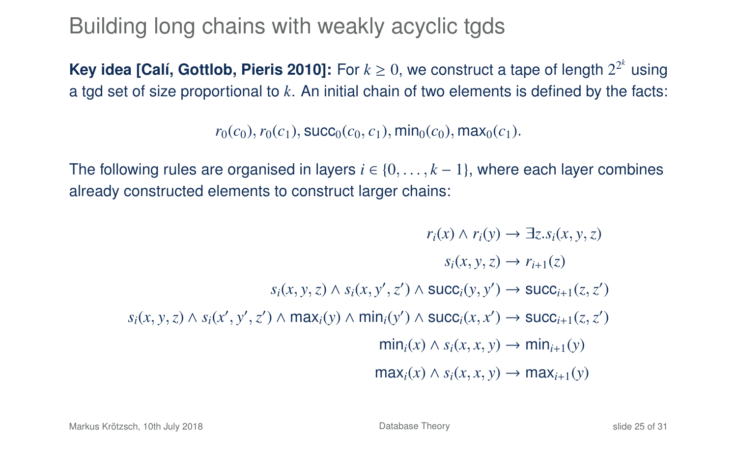# Building long chains with weakly acyclic tgds

**Key idea [Calí, Gottlob, Pieris 2010]:** For $k \geq 0$, we construct a tape of length $2^{2^k}$ using a tgd set of size proportional to $k$. An initial chain of two elements is defined by the facts:

$$r_0(c_0), r_0(c_1), \mathsf{succ}_0(c_0, c_1), \mathsf{min}_0(c_0), \mathsf{max}_0(c_1).$$

The following rules are organised in layers $i \in \{0, \ldots, k-1\}$, where each layer combines already constructed elements to construct larger chains:

$$
\begin{aligned}
r_i(x) \wedge r_i(y) &\rightarrow \exists z. s_i(x, y, z) \\
s_i(x, y, z) &\rightarrow r_{i+1}(z) \\
s_i(x, y, z) \wedge s_i(x, y', z') \wedge \mathsf{succ}_i(y, y') &\rightarrow \mathsf{succ}_{i+1}(z, z') \\
s_i(x, y, z) \wedge s_i(x', y', z') \wedge \mathsf{max}_i(y) \wedge \mathsf{min}_i(y') \wedge \mathsf{succ}_i(x, x') &\rightarrow \mathsf{succ}_{i+1}(z, z') \\
\mathsf{min}_i(x) \wedge s_i(x, x, y) &\rightarrow \mathsf{min}_{i+1}(y) \\
\mathsf{max}_i(x) \wedge s_i(x, x, y) &\rightarrow \mathsf{max}_{i+1}(y)
\end{aligned}
$$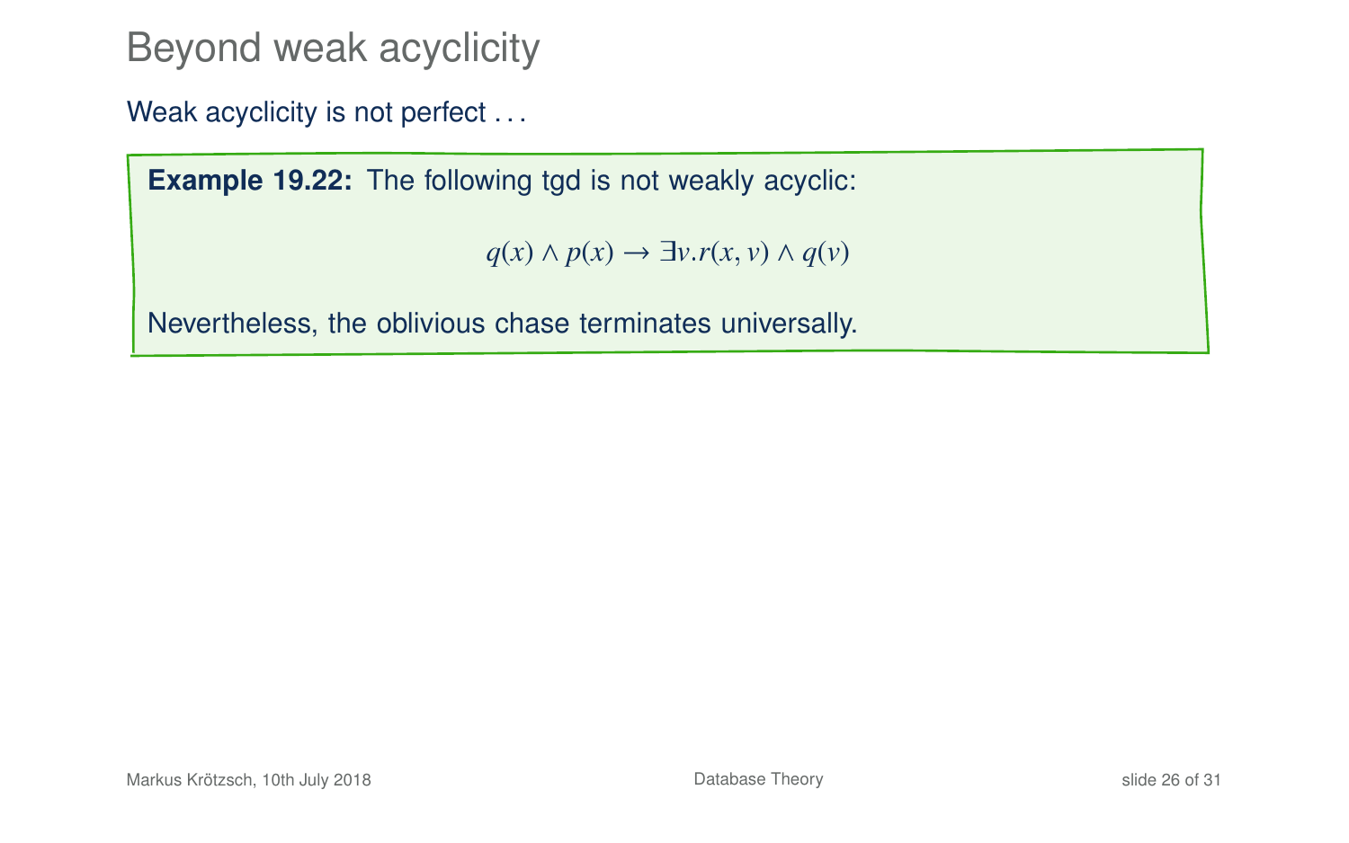# Beyond weak acyclicity

Weak acyclicity is not perfect . . .

**Example 19.22:** The following tgd is not weakly acyclic:

$$q(x) \land p(x) \to \exists v. r(x, v) \land q(v)$$

Nevertheless, the oblivious chase terminates universally.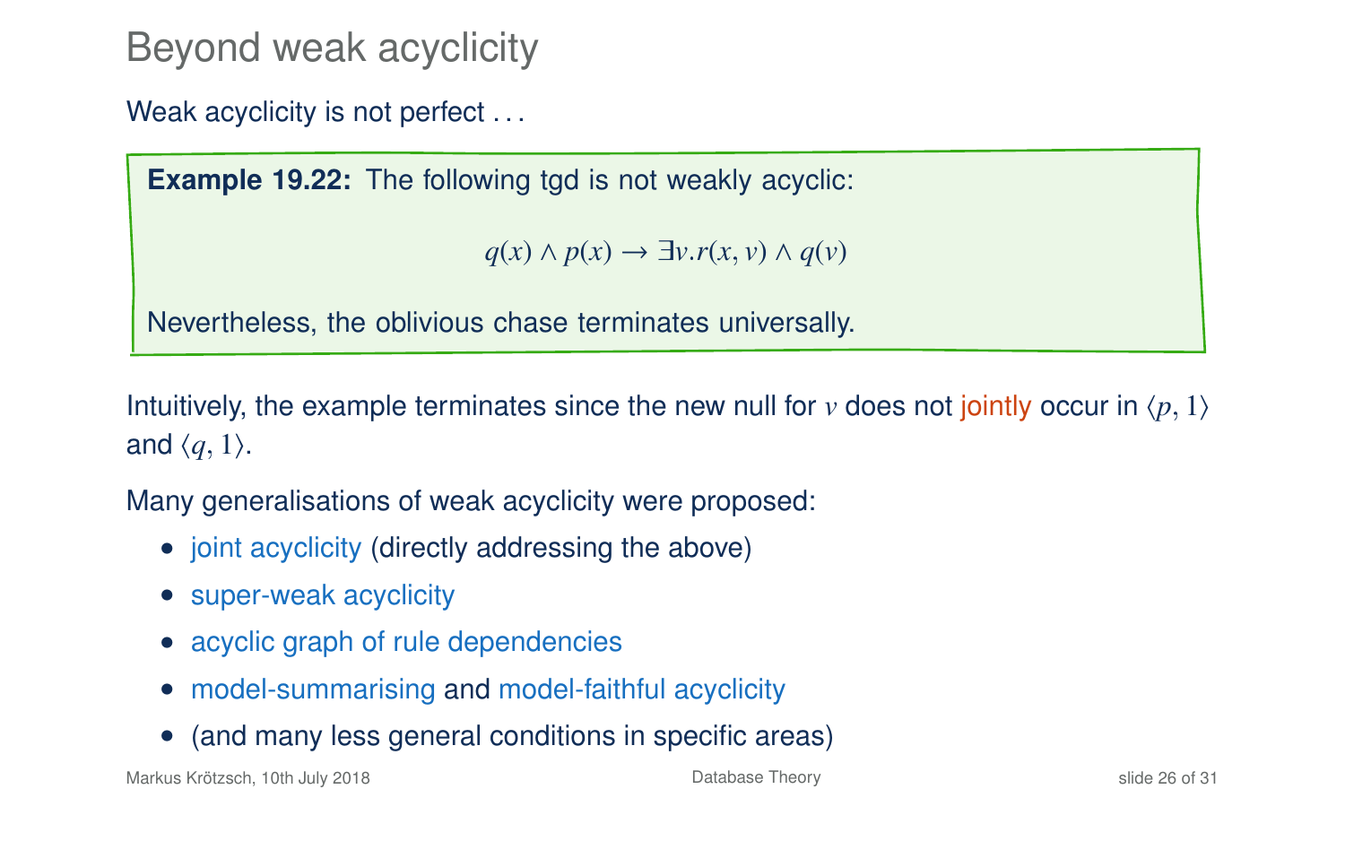# Beyond weak acyclicity

Weak acyclicity is not perfect . . .

**Example 19.22:** The following tgd is not weakly acyclic:

$$q(x) \land p(x) \to \exists v.r(x, v) \land q(v)$$

Nevertheless, the oblivious chase terminates universally.

Intuitively, the example terminates since the new null for $v$ does not jointly occur in $\langle p, 1\rangle$ and $\langle q, 1\rangle$.

Many generalisations of weak acyclicity were proposed:

- joint acyclicity (directly addressing the above)
- super-weak acyclicity
- acyclic graph of rule dependencies
- model-summarising and model-faithful acyclicity
- (and many less general conditions in specific areas)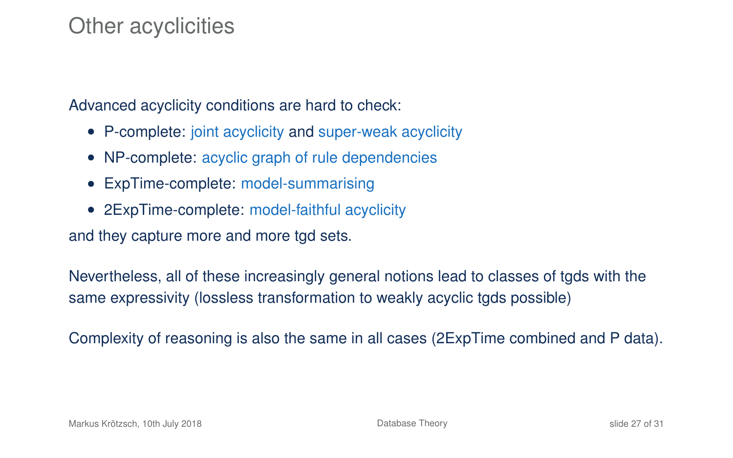# Other acyclicities

Advanced acyclicity conditions are hard to check:

- P-complete: joint acyclicity and super-weak acyclicity
- NP-complete: acyclic graph of rule dependencies
- ExpTime-complete: model-summarising
- 2ExpTime-complete: model-faithful acyclicity

and they capture more and more tgd sets.

Nevertheless, all of these increasingly general notions lead to classes of tgds with the same expressivity (lossless transformation to weakly acyclic tgds possible)

Complexity of reasoning is also the same in all cases (2ExpTime combined and P data).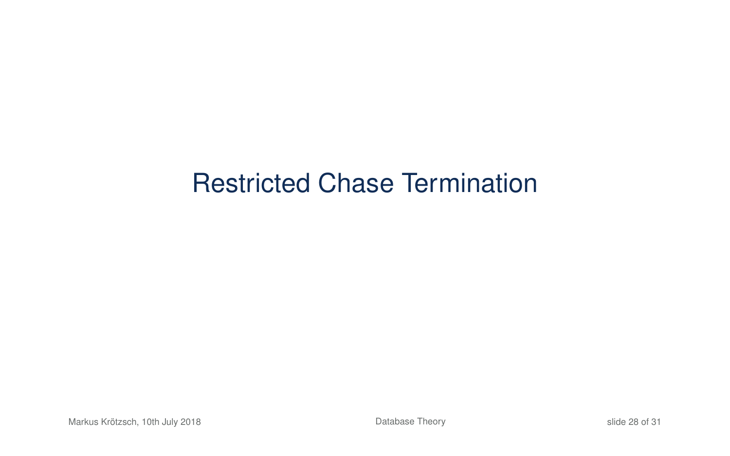# Restricted Chase Termination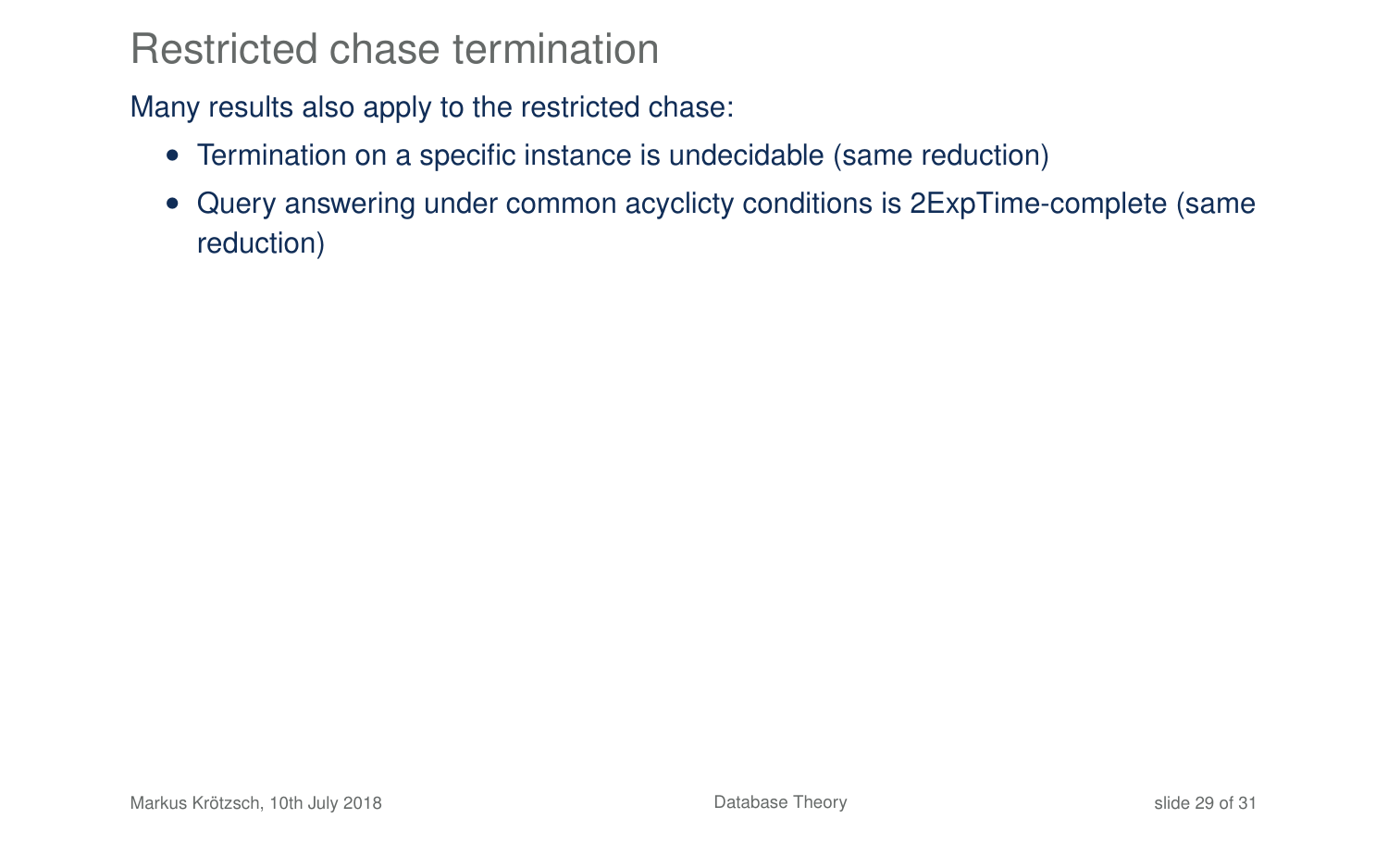# Restricted chase termination

Many results also apply to the restricted chase:

- Termination on a specific instance is undecidable (same reduction)
- Query answering under common acyclicty conditions is 2ExpTime-complete (same reduction)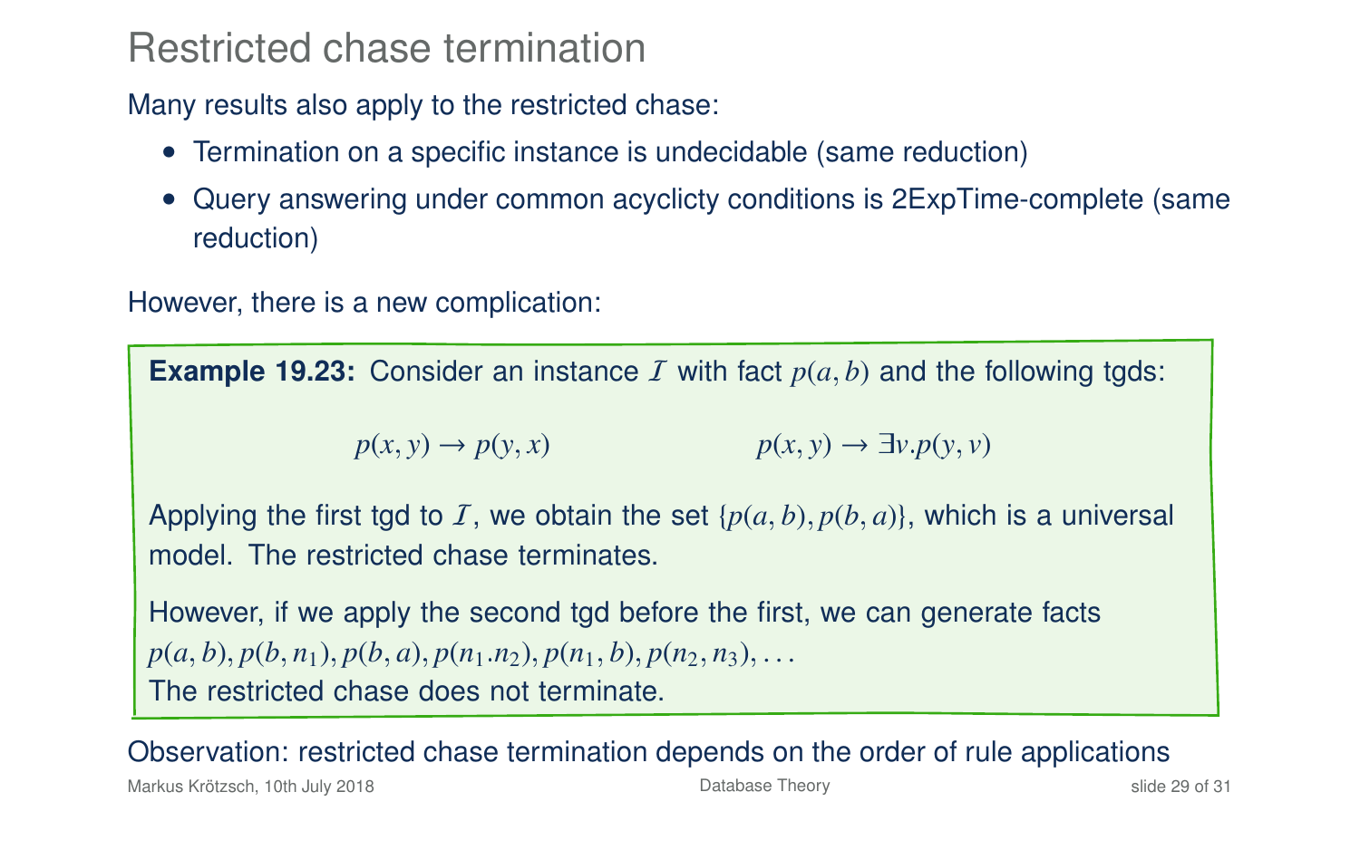# Restricted chase termination

Many results also apply to the restricted chase:

- Termination on a specific instance is undecidable (same reduction)
- Query answering under common acyclicty conditions is 2ExpTime-complete (same reduction)

However, there is a new complication:

**Example 19.23:** Consider an instance $\mathcal{I}$ with fact $p(a, b)$ and the following tgds:

$$p(x, y) \to p(y, x) \qquad\qquad p(x, y) \to \exists v.p(y, v)$$

Applying the first tgd to $\mathcal{I}$, we obtain the set $\{p(a, b), p(b, a)\}$, which is a universal model. The restricted chase terminates.

However, if we apply the second tgd before the first, we can generate facts $p(a, b), p(b, n_1), p(b, a), p(n_1.n_2), p(n_1, b), p(n_2, n_3), \ldots$
The restricted chase does not terminate.

Observation: restricted chase termination depends on the order of rule applications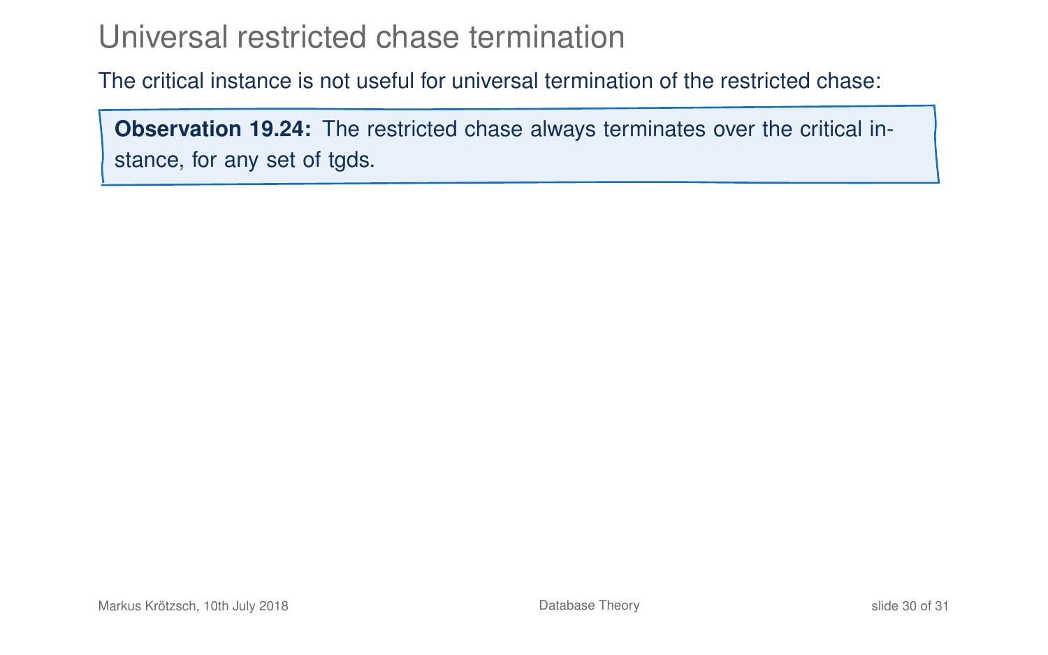# Universal restricted chase termination

The critical instance is not useful for universal termination of the restricted chase:

> **Observation 19.24:** The restricted chase always terminates over the critical instance, for any set of tgds.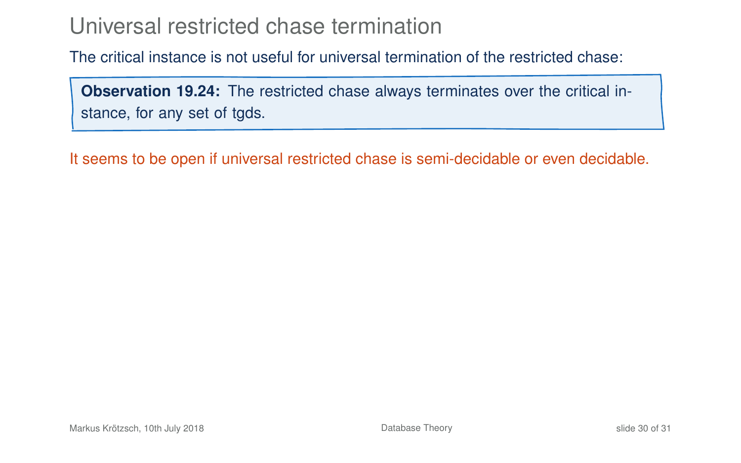# Universal restricted chase termination

The critical instance is not useful for universal termination of the restricted chase:

**Observation 19.24:** The restricted chase always terminates over the critical instance, for any set of tgds.

It seems to be open if universal restricted chase is semi-decidable or even decidable.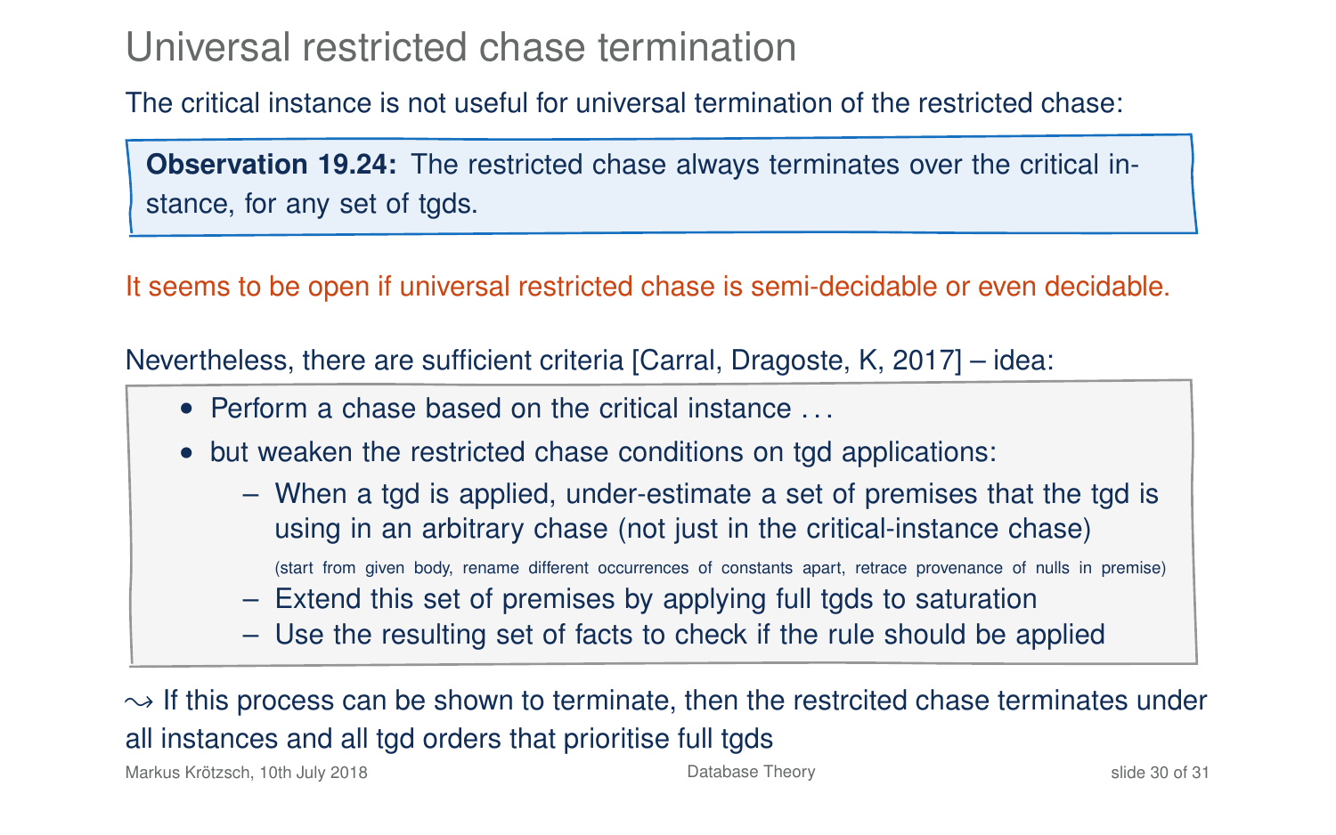# Universal restricted chase termination

The critical instance is not useful for universal termination of the restricted chase:

> **Observation 19.24:** The restricted chase always terminates over the critical instance, for any set of tgds.

It seems to be open if universal restricted chase is semi-decidable or even decidable.

Nevertheless, there are sufficient criteria [Carral, Dragoste, K, 2017] – idea:

- Perform a chase based on the critical instance ...
- but weaken the restricted chase conditions on tgd applications:
  - When a tgd is applied, under-estimate a set of premises that the tgd is using in an arbitrary chase (not just in the critical-instance chase)

    (start from given body, rename different occurrences of constants apart, retrace provenance of nulls in premise)
  - Extend this set of premises by applying full tgds to saturation
  - Use the resulting set of facts to check if the rule should be applied

$\rightsquigarrow$ If this process can be shown to terminate, then the restrcited chase terminates under all instances and all tgd orders that prioritise full tgds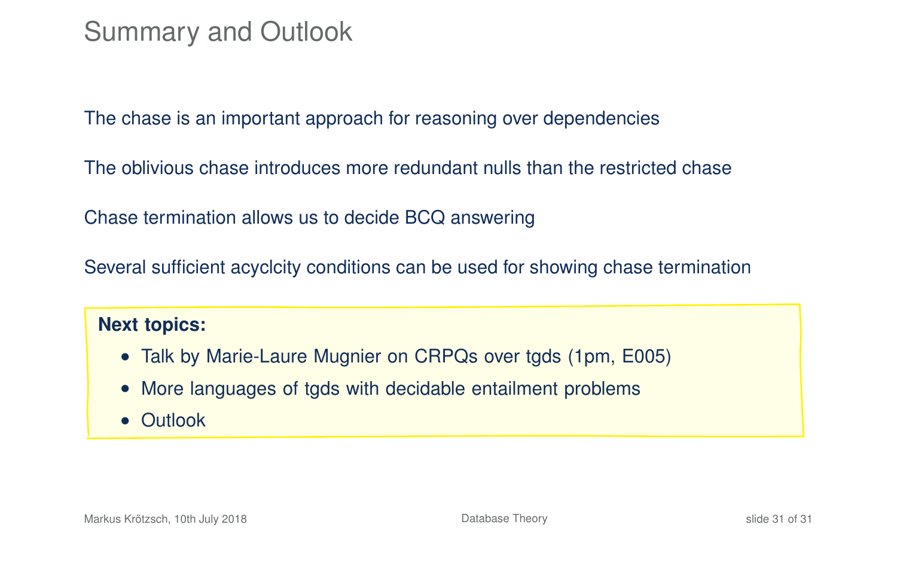# Summary and Outlook

The chase is an important approach for reasoning over dependencies

The oblivious chase introduces more redundant nulls than the restricted chase

Chase termination allows us to decide BCQ answering

Several sufficient acyclcity conditions can be used for showing chase termination

**Next topics:**

- Talk by Marie-Laure Mugnier on CRPQs over tgds (1pm, E005)
- More languages of tgds with decidable entailment problems
- Outlook